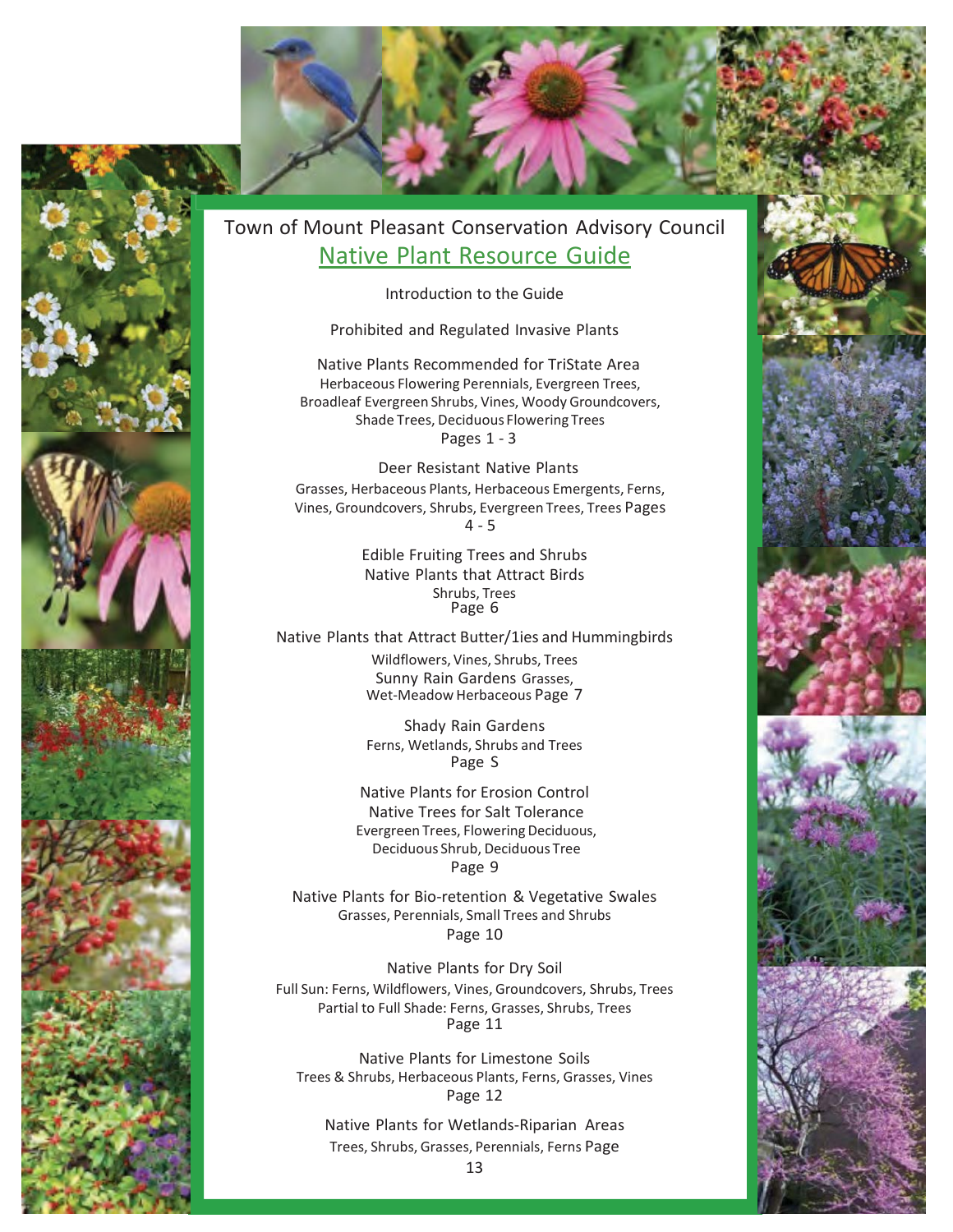Town of Mount Pleasant Conservation Advisory Council

# Native Plant Resource Guide

Introduction to the Guide

Prohibited and Regulated Invasive Plants

Native Plants Recommended for TriState Area
Herbaceous Flowering Perennials, Evergreen Trees, Broadleaf Evergreen Shrubs, Vines, Woody Groundcovers, Shade Trees, Deciduous Flowering Trees
Pages 1 - 3

Deer Resistant Native Plants
Grasses, Herbaceous Plants, Herbaceous Emergents, Ferns, Vines, Groundcovers, Shrubs, Evergreen Trees, Trees Pages 4 - 5

Edible Fruiting Trees and Shrubs
Native Plants that Attract Birds
Shrubs, Trees
Page 6

Native Plants that Attract Butter/1ies and Hummingbirds
Wildflowers, Vines, Shrubs, Trees
Sunny Rain Gardens Grasses, Wet-Meadow Herbaceous Page 7

Shady Rain Gardens
Ferns, Wetlands, Shrubs and Trees
Page S

Native Plants for Erosion Control
Native Trees for Salt Tolerance
Evergreen Trees, Flowering Deciduous, Deciduous Shrub, Deciduous Tree
Page 9

Native Plants for Bio-retention & Vegetative Swales
Grasses, Perennials, Small Trees and Shrubs
Page 10

Native Plants for Dry Soil
Full Sun: Ferns, Wildflowers, Vines, Groundcovers, Shrubs, Trees
Partial to Full Shade: Ferns, Grasses, Shrubs, Trees
Page 11

Native Plants for Limestone Soils
Trees & Shrubs, Herbaceous Plants, Ferns, Grasses, Vines
Page 12

Native Plants for Wetlands-Riparian Areas
Trees, Shrubs, Grasses, Perennials, Ferns Page 13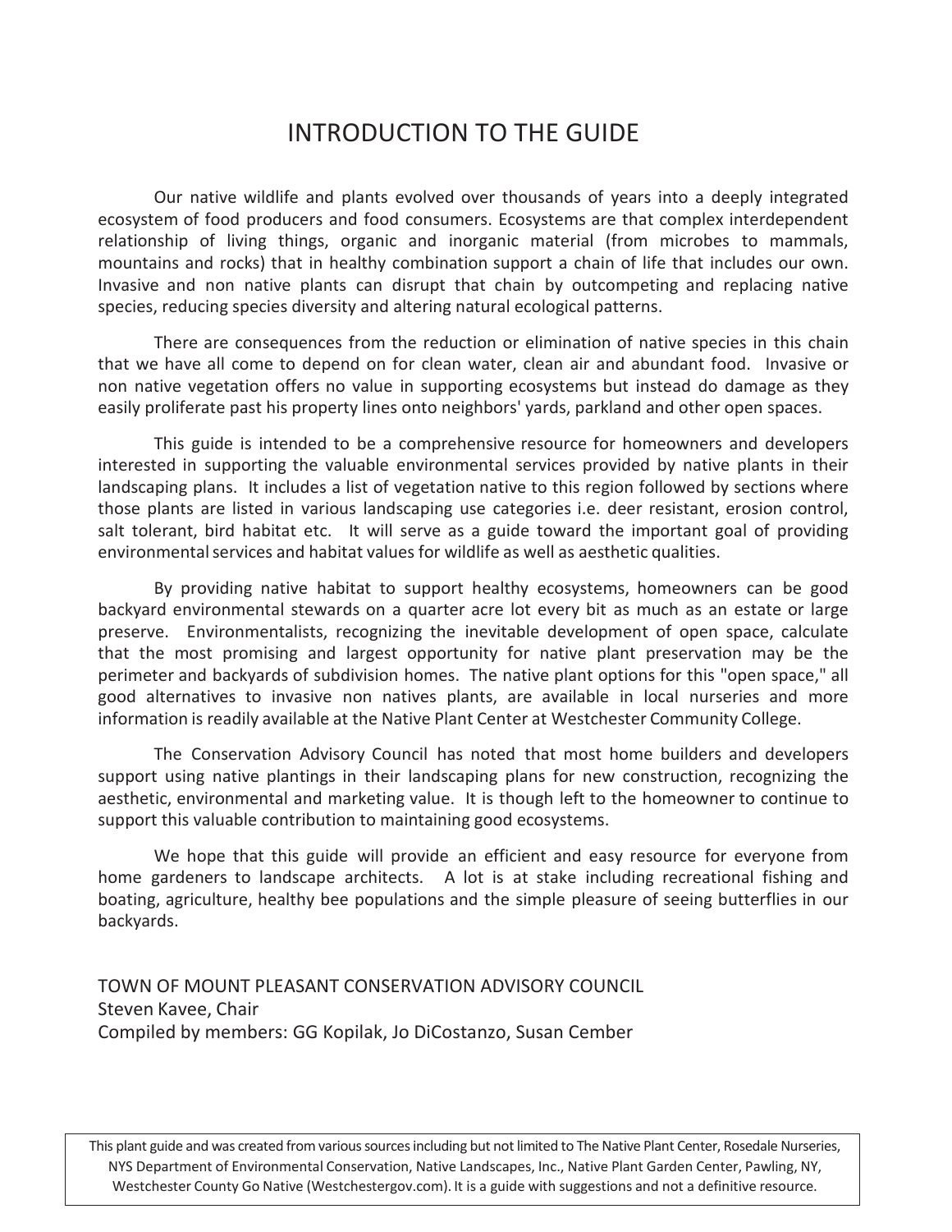# INTRODUCTION TO THE GUIDE

Our native wildlife and plants evolved over thousands of years into a deeply integrated ecosystem of food producers and food consumers. Ecosystems are that complex interdependent relationship of living things, organic and inorganic material (from microbes to mammals, mountains and rocks) that in healthy combination support a chain of life that includes our own. Invasive and non native plants can disrupt that chain by outcompeting and replacing native species, reducing species diversity and altering natural ecological patterns.

There are consequences from the reduction or elimination of native species in this chain that we have all come to depend on for clean water, clean air and abundant food. Invasive or non native vegetation offers no value in supporting ecosystems but instead do damage as they easily proliferate past his property lines onto neighbors' yards, parkland and other open spaces.

This guide is intended to be a comprehensive resource for homeowners and developers interested in supporting the valuable environmental services provided by native plants in their landscaping plans. It includes a list of vegetation native to this region followed by sections where those plants are listed in various landscaping use categories i.e. deer resistant, erosion control, salt tolerant, bird habitat etc. It will serve as a guide toward the important goal of providing environmental services and habitat values for wildlife as well as aesthetic qualities.

By providing native habitat to support healthy ecosystems, homeowners can be good backyard environmental stewards on a quarter acre lot every bit as much as an estate or large preserve. Environmentalists, recognizing the inevitable development of open space, calculate that the most promising and largest opportunity for native plant preservation may be the perimeter and backyards of subdivision homes. The native plant options for this "open space," all good alternatives to invasive non natives plants, are available in local nurseries and more information is readily available at the Native Plant Center at Westchester Community College.

The Conservation Advisory Council has noted that most home builders and developers support using native plantings in their landscaping plans for new construction, recognizing the aesthetic, environmental and marketing value. It is though left to the homeowner to continue to support this valuable contribution to maintaining good ecosystems.

We hope that this guide will provide an efficient and easy resource for everyone from home gardeners to landscape architects. A lot is at stake including recreational fishing and boating, agriculture, healthy bee populations and the simple pleasure of seeing butterflies in our backyards.

TOWN OF MOUNT PLEASANT CONSERVATION ADVISORY COUNCIL
Steven Kavee, Chair
Compiled by members: GG Kopilak, Jo DiCostanzo, Susan Cember

This plant guide and was created from various sources including but not limited to The Native Plant Center, Rosedale Nurseries, NYS Department of Environmental Conservation, Native Landscapes, Inc., Native Plant Garden Center, Pawling, NY, Westchester County Go Native (Westchestergov.com). It is a guide with suggestions and not a definitive resource.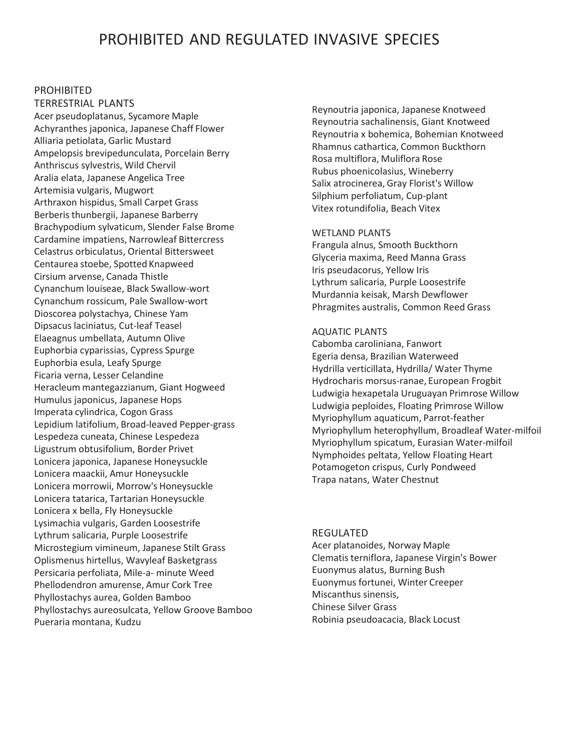# PROHIBITED AND REGULATED INVASIVE SPECIES

## PROHIBITED

### TERRESTRIAL PLANTS

Acer pseudoplatanus, Sycamore Maple
Achyranthes japonica, Japanese Chaff Flower
Alliaria petiolata, Garlic Mustard
Ampelopsis brevipedunculata, Porcelain Berry
Anthriscus sylvestris, Wild Chervil
Aralia elata, Japanese Angelica Tree
Artemisia vulgaris, Mugwort
Arthraxon hispidus, Small Carpet Grass
Berberis thunbergii, Japanese Barberry
Brachypodium sylvaticum, Slender False Brome
Cardamine impatiens, Narrowleaf Bittercress
Celastrus orbiculatus, Oriental Bittersweet
Centaurea stoebe, Spotted Knapweed
Cirsium arvense, Canada Thistle
Cynanchum louiseae, Black Swallow-wort
Cynanchum rossicum, Pale Swallow-wort
Dioscorea polystachya, Chinese Yam
Dipsacus laciniatus, Cut-leaf Teasel
Elaeagnus umbellata, Autumn Olive
Euphorbia cyparissias, Cypress Spurge
Euphorbia esula, Leafy Spurge
Ficaria verna, Lesser Celandine
Heracleum mantegazzianum, Giant Hogweed
Humulus japonicus, Japanese Hops
Imperata cylindrica, Cogon Grass
Lepidium latifolium, Broad-leaved Pepper-grass
Lespedeza cuneata, Chinese Lespedeza
Ligustrum obtusifolium, Border Privet
Lonicera japonica, Japanese Honeysuckle
Lonicera maackii, Amur Honeysuckle
Lonicera morrowii, Morrow's Honeysuckle
Lonicera tatarica, Tartarian Honeysuckle
Lonicera x bella, Fly Honeysuckle
Lysimachia vulgaris, Garden Loosestrife
Lythrum salicaria, Purple Loosestrife
Microstegium vimineum, Japanese Stilt Grass
Oplismenus hirtellus, Wavyleaf Basketgrass
Persicaria perfoliata, Mile-a- minute Weed
Phellodendron amurense, Amur Cork Tree
Phyllostachys aurea, Golden Bamboo
Phyllostachys aureosulcata, Yellow Groove Bamboo
Pueraria montana, Kudzu
Reynoutria japonica, Japanese Knotweed
Reynoutria sachalinensis, Giant Knotweed
Reynoutria x bohemica, Bohemian Knotweed
Rhamnus cathartica, Common Buckthorn
Rosa multiflora, Muliflora Rose
Rubus phoenicolasius, Wineberry
Salix atrocinerea, Gray Florist's Willow
Silphium perfoliatum, Cup-plant
Vitex rotundifolia, Beach Vitex

### WETLAND PLANTS

Frangula alnus, Smooth Buckthorn
Glyceria maxima, Reed Manna Grass
Iris pseudacorus, Yellow Iris
Lythrum salicaria, Purple Loosestrife
Murdannia keisak, Marsh Dewflower
Phragmites australis, Common Reed Grass

### AQUATIC PLANTS

Cabomba caroliniana, Fanwort
Egeria densa, Brazilian Waterweed
Hydrilla verticillata, Hydrilla/ Water Thyme
Hydrocharis morsus-ranae, European Frogbit
Ludwigia hexapetala Uruguayan Primrose Willow
Ludwigia peploides, Floating Primrose Willow
Myriophyllum aquaticum, Parrot-feather
Myriophyllum heterophyllum, Broadleaf Water-milfoil
Myriophyllum spicatum, Eurasian Water-milfoil
Nymphoides peltata, Yellow Floating Heart
Potamogeton crispus, Curly Pondweed
Trapa natans, Water Chestnut

## REGULATED

Acer platanoides, Norway Maple
Clematis terniflora, Japanese Virgin's Bower
Euonymus alatus, Burning Bush
Euonymus fortunei, Winter Creeper
Miscanthus sinensis,
Chinese Silver Grass
Robinia pseudoacacia, Black Locust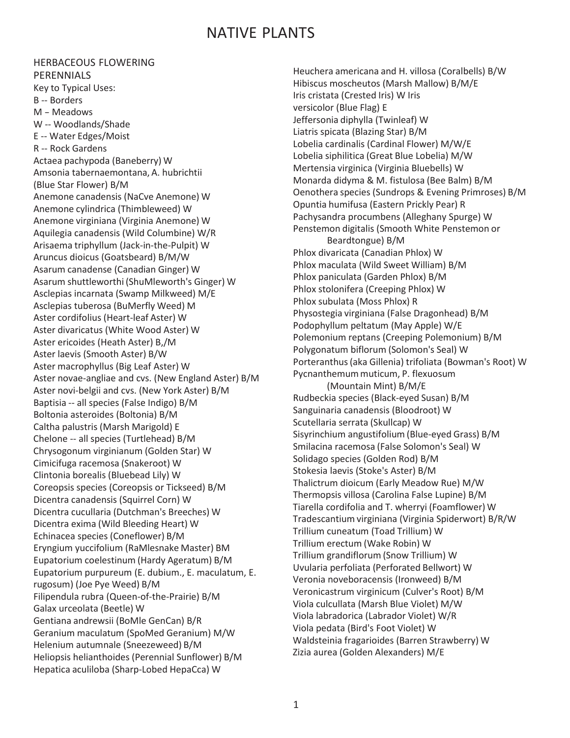# NATIVE PLANTS

## HERBACEOUS FLOWERING PERENNIALS

Key to Typical Uses:
B -- Borders
M – Meadows
W -- Woodlands/Shade
E -- Water Edges/Moist
R -- Rock Gardens

Actaea pachypoda (Baneberry) W
Amsonia tabernaemontana, A. hubrichtii (Blue Star Flower) B/M
Anemone canadensis (NaCve Anemone) W
Anemone cylindrica (Thimbleweed) W
Anemone virginiana (Virginia Anemone) W
Aquilegia canadensis (Wild Columbine) W/R
Arisaema triphyllum (Jack-in-the-Pulpit) W
Aruncus dioicus (Goatsbeard) B/M/W
Asarum canadense (Canadian Ginger) W
Asarum shuttleworthi (ShuMleworth's Ginger) W
Asclepias incarnata (Swamp Milkweed) M/E
Asclepias tuberosa (BuMerfly Weed) M
Aster cordifolius (Heart-leaf Aster) W
Aster divaricatus (White Wood Aster) W
Aster ericoides (Heath Aster) B,/M
Aster laevis (Smooth Aster) B/W
Aster macrophyllus (Big Leaf Aster) W
Aster novae-angliae and cvs. (New England Aster) B/M
Aster novi-belgii and cvs. (New York Aster) B/M
Baptisia -- all species (False Indigo) B/M
Boltonia asteroides (Boltonia) B/M
Caltha palustris (Marsh Marigold) E
Chelone -- all species (Turtlehead) B/M
Chrysogonum virginianum (Golden Star) W
Cimicifuga racemosa (Snakeroot) W
Clintonia borealis (Bluebead Lily) W
Coreopsis species (Coreopsis or Tickseed) B/M
Dicentra canadensis (Squirrel Corn) W
Dicentra cucullaria (Dutchman's Breeches) W
Dicentra exima (Wild Bleeding Heart) W
Echinacea species (Coneflower) B/M
Eryngium yuccifolium (RaMlesnake Master) BM
Eupatorium coelestinum (Hardy Ageratum) B/M
Eupatorium purpureum (E. dubium., E. maculatum, E. rugosum) (Joe Pye Weed) B/M
Filipendula rubra (Queen-of-the-Prairie) B/M
Galax urceolata (Beetle) W
Gentiana andrewsii (BoMle GenCan) B/R
Geranium maculatum (SpoMed Geranium) M/W
Helenium autumnale (Sneezeweed) B/M
Heliopsis helianthoides (Perennial Sunflower) B/M
Hepatica aculiloba (Sharp-Lobed HepaCca) W
Heuchera americana and H. villosa (Coralbells) B/W
Hibiscus moscheutos (Marsh Mallow) B/M/E
Iris cristata (Crested Iris) W
Iris versicolor (Blue Flag) E
Jeffersonia diphylla (Twinleaf) W
Liatris spicata (Blazing Star) B/M
Lobelia cardinalis (Cardinal Flower) M/W/E
Lobelia siphilitica (Great Blue Lobelia) M/W
Mertensia virginica (Virginia Bluebells) W
Monarda didyma & M. fistulosa (Bee Balm) B/M
Oenothera species (Sundrops & Evening Primroses) B/M
Opuntia humifusa (Eastern Prickly Pear) R
Pachysandra procumbens (Alleghany Spurge) W
Penstemon digitalis (Smooth White Penstemon or Beardtongue) B/M
Phlox divaricata (Canadian Phlox) W
Phlox maculata (Wild Sweet William) B/M
Phlox paniculata (Garden Phlox) B/M
Phlox stolonifera (Creeping Phlox) W
Phlox subulata (Moss Phlox) R
Physostegia virginiana (False Dragonhead) B/M
Podophyllum peltatum (May Apple) W/E
Polemonium reptans (Creeping Polemonium) B/M
Polygonatum biflorum (Solomon's Seal) W
Porteranthus (aka Gillenia) trifoliata (Bowman's Root) W
Pycnanthemum muticum, P. flexuosum (Mountain Mint) B/M/E
Rudbeckia species (Black-eyed Susan) B/M
Sanguinaria canadensis (Bloodroot) W
Scutellaria serrata (Skullcap) W
Sisyrinchium angustifolium (Blue-eyed Grass) B/M
Smilacina racemosa (False Solomon's Seal) W
Solidago species (Golden Rod) B/M
Stokesia laevis (Stoke's Aster) B/M
Thalictrum dioicum (Early Meadow Rue) M/W
Thermopsis villosa (Carolina False Lupine) B/M
Tiarella cordifolia and T. wherryi (Foamflower) W
Tradescantium virginiana (Virginia Spiderwort) B/R/W
Trillium cuneatum (Toad Trillium) W
Trillium erectum (Wake Robin) W
Trillium grandiflorum (Snow Trillium) W
Uvularia perfoliata (Perforated Bellwort) W
Veronia noveboracensis (Ironweed) B/M
Veronicastrum virginicum (Culver's Root) B/M
Viola culcullata (Marsh Blue Violet) M/W
Viola labradorica (Labrador Violet) W/R
Viola pedata (Bird's Foot Violet) W
Waldsteinia fragarioides (Barren Strawberry) W
Zizia aurea (Golden Alexanders) M/E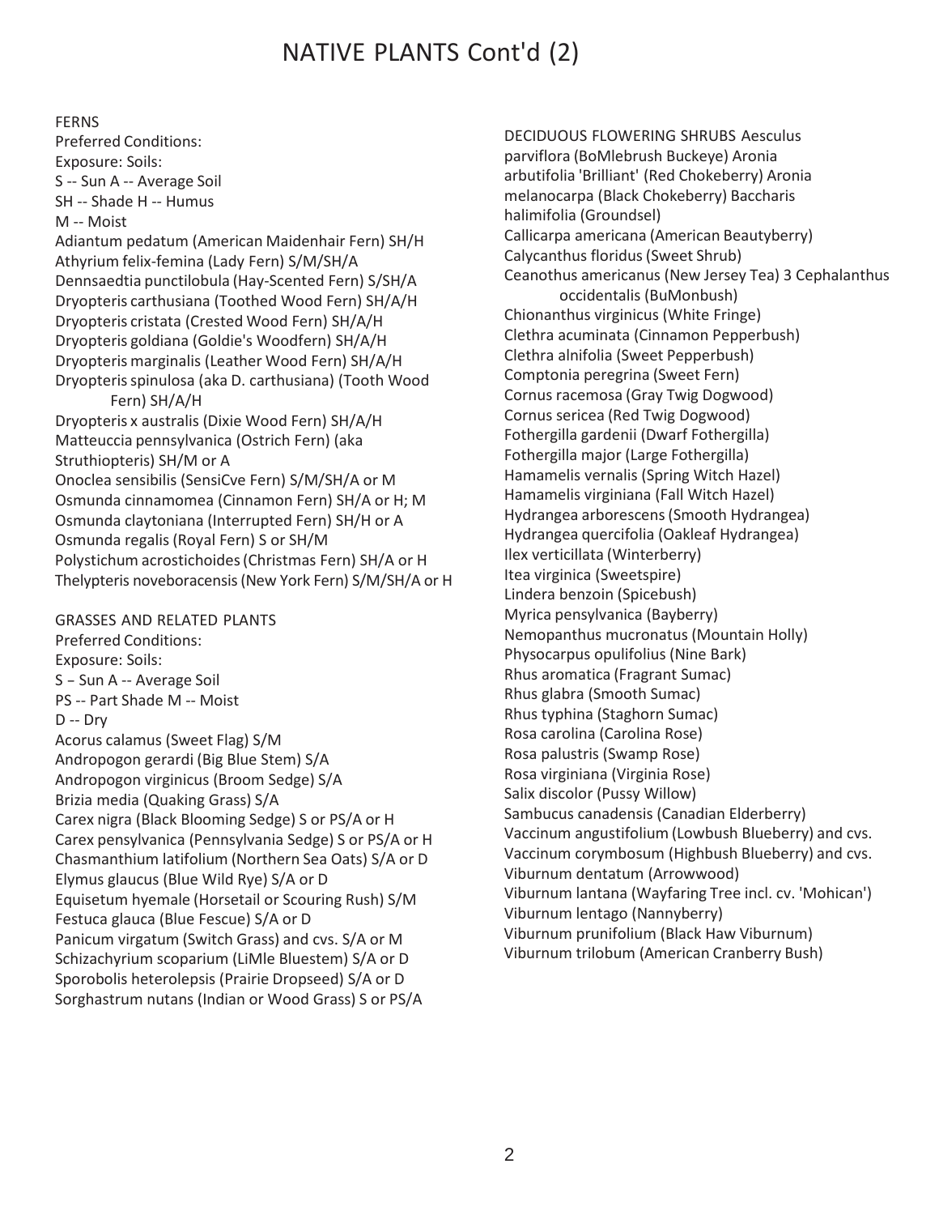# NATIVE PLANTS Cont'd (2)

FERNS

Preferred Conditions:

Exposure: Soils:

S -- Sun A -- Average Soil

SH -- Shade H -- Humus

M -- Moist

Adiantum pedatum (American Maidenhair Fern) SH/H
Athyrium felix-femina (Lady Fern) S/M/SH/A
Dennsaedtia punctilobula (Hay-Scented Fern) S/SH/A
Dryopteris carthusiana (Toothed Wood Fern) SH/A/H
Dryopteris cristata (Crested Wood Fern) SH/A/H
Dryopteris goldiana (Goldie's Woodfern) SH/A/H
Dryopteris marginalis (Leather Wood Fern) SH/A/H
Dryopteris spinulosa (aka D. carthusiana) (Tooth Wood Fern) SH/A/H
Dryopteris x australis (Dixie Wood Fern) SH/A/H
Matteuccia pennsylvanica (Ostrich Fern) (aka Struthiopteris) SH/M or A
Onoclea sensibilis (SensiCve Fern) S/M/SH/A or M
Osmunda cinnamomea (Cinnamon Fern) SH/A or H; M
Osmunda claytoniana (Interrupted Fern) SH/H or A
Osmunda regalis (Royal Fern) S or SH/M
Polystichum acrostichoides (Christmas Fern) SH/A or H
Thelypteris noveboracensis (New York Fern) S/M/SH/A or H

GRASSES AND RELATED PLANTS

Preferred Conditions:

Exposure: Soils:

S – Sun A -- Average Soil

PS -- Part Shade M -- Moist

D -- Dry

Acorus calamus (Sweet Flag) S/M
Andropogon gerardi (Big Blue Stem) S/A
Andropogon virginicus (Broom Sedge) S/A
Brizia media (Quaking Grass) S/A
Carex nigra (Black Blooming Sedge) S or PS/A or H
Carex pensylvanica (Pennsylvania Sedge) S or PS/A or H
Chasmanthium latifolium (Northern Sea Oats) S/A or D
Elymus glaucus (Blue Wild Rye) S/A or D
Equisetum hyemale (Horsetail or Scouring Rush) S/M
Festuca glauca (Blue Fescue) S/A or D
Panicum virgatum (Switch Grass) and cvs. S/A or M
Schizachyrium scoparium (LiMle Bluestem) S/A or D
Sporobolis heterolepsis (Prairie Dropseed) S/A or D
Sorghastrum nutans (Indian or Wood Grass) S or PS/A

DECIDUOUS FLOWERING SHRUBS

Aesculus parviflora (BoMlebrush Buckeye)
Aronia arbutifolia 'Brilliant' (Red Chokeberry)
Aronia melanocarpa (Black Chokeberry)
Baccharis halimifolia (Groundsel)
Callicarpa americana (American Beautyberry)
Calycanthus floridus (Sweet Shrub)
Ceanothus americanus (New Jersey Tea) 3
Cephalanthus occidentalis (BuMonbush)
Chionanthus virginicus (White Fringe)
Clethra acuminata (Cinnamon Pepperbush)
Clethra alnifolia (Sweet Pepperbush)
Comptonia peregrina (Sweet Fern)
Cornus racemosa (Gray Twig Dogwood)
Cornus sericea (Red Twig Dogwood)
Fothergilla gardenii (Dwarf Fothergilla)
Fothergilla major (Large Fothergilla)
Hamamelis vernalis (Spring Witch Hazel)
Hamamelis virginiana (Fall Witch Hazel)
Hydrangea arborescens (Smooth Hydrangea)
Hydrangea quercifolia (Oakleaf Hydrangea)
Ilex verticillata (Winterberry)
Itea virginica (Sweetspire)
Lindera benzoin (Spicebush)
Myrica pensylvanica (Bayberry)
Nemopanthus mucronatus (Mountain Holly)
Physocarpus opulifolius (Nine Bark)
Rhus aromatica (Fragrant Sumac)
Rhus glabra (Smooth Sumac)
Rhus typhina (Staghorn Sumac)
Rosa carolina (Carolina Rose)
Rosa palustris (Swamp Rose)
Rosa virginiana (Virginia Rose)
Salix discolor (Pussy Willow)
Sambucus canadensis (Canadian Elderberry)
Vaccinum angustifolium (Lowbush Blueberry) and cvs.
Vaccinum corymbosum (Highbush Blueberry) and cvs.
Viburnum dentatum (Arrowwood)
Viburnum lantana (Wayfaring Tree incl. cv. 'Mohican')
Viburnum lentago (Nannyberry)
Viburnum prunifolium (Black Haw Viburnum)
Viburnum trilobum (American Cranberry Bush)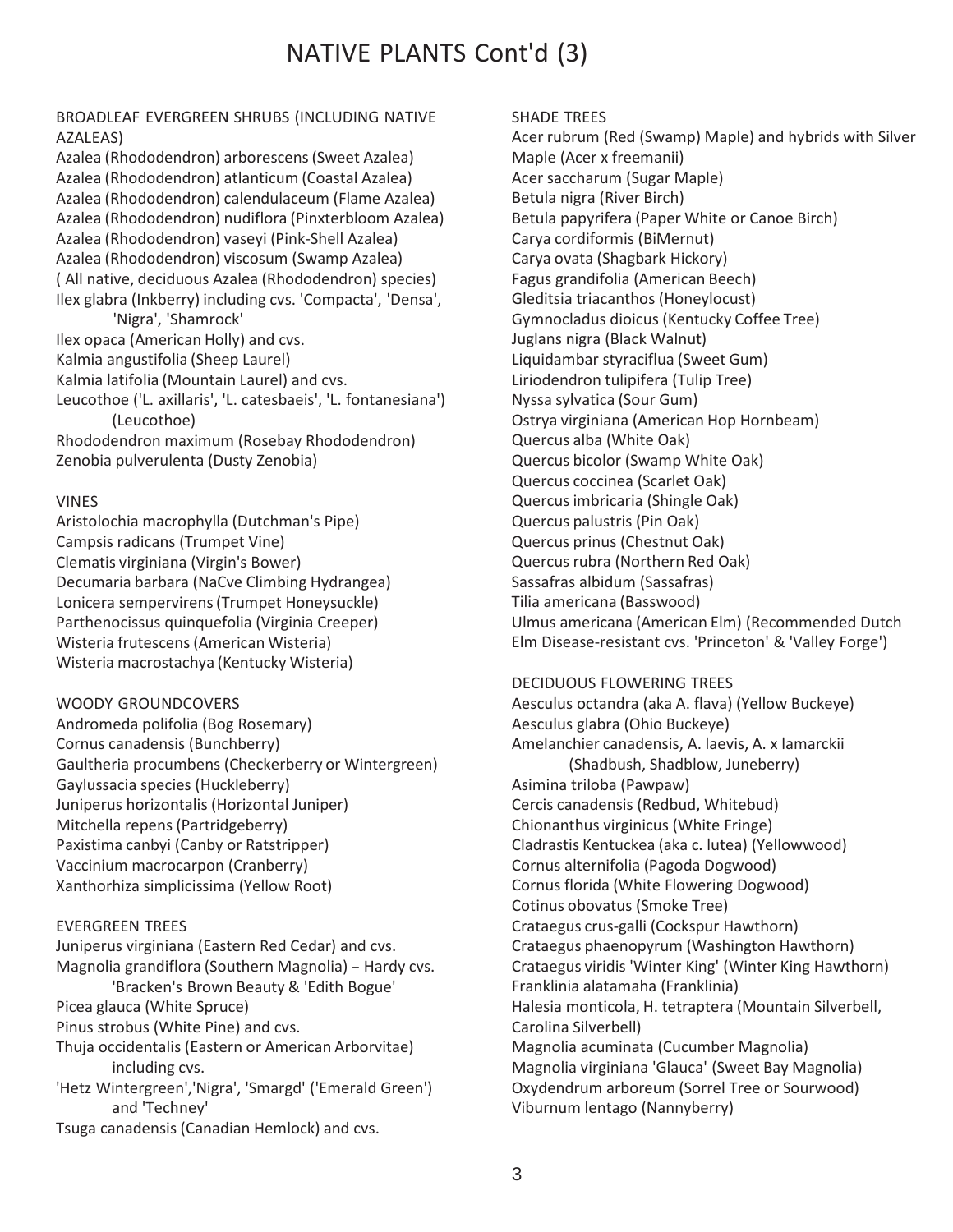# NATIVE PLANTS Cont'd (3)

## BROADLEAF EVERGREEN SHRUBS (INCLUDING NATIVE AZALEAS)

Azalea (Rhododendron) arborescens (Sweet Azalea)
Azalea (Rhododendron) atlanticum (Coastal Azalea)
Azalea (Rhododendron) calendulaceum (Flame Azalea)
Azalea (Rhododendron) nudiflora (Pinxterbloom Azalea)
Azalea (Rhododendron) vaseyi (Pink-Shell Azalea)
Azalea (Rhododendron) viscosum (Swamp Azalea)
( All native, deciduous Azalea (Rhododendron) species)
Ilex glabra (Inkberry) including cvs. 'Compacta', 'Densa', 'Nigra', 'Shamrock'
Ilex opaca (American Holly) and cvs.
Kalmia angustifolia (Sheep Laurel)
Kalmia latifolia (Mountain Laurel) and cvs.
Leucothoe ('L. axillaris', 'L. catesbaeis', 'L. fontanesiana') (Leucothoe)
Rhododendron maximum (Rosebay Rhododendron)
Zenobia pulverulenta (Dusty Zenobia)

## VINES

Aristolochia macrophylla (Dutchman's Pipe)
Campsis radicans (Trumpet Vine)
Clematis virginiana (Virgin's Bower)
Decumaria barbara (NaCve Climbing Hydrangea)
Lonicera sempervirens (Trumpet Honeysuckle)
Parthenocissus quinquefolia (Virginia Creeper)
Wisteria frutescens (American Wisteria)
Wisteria macrostachya (Kentucky Wisteria)

## WOODY GROUNDCOVERS

Andromeda polifolia (Bog Rosemary)
Cornus canadensis (Bunchberry)
Gaultheria procumbens (Checkerberry or Wintergreen)
Gaylussacia species (Huckleberry)
Juniperus horizontalis (Horizontal Juniper)
Mitchella repens (Partridgeberry)
Paxistima canbyi (Canby or Ratstripper)
Vaccinium macrocarpon (Cranberry)
Xanthorhiza simplicissima (Yellow Root)

## EVERGREEN TREES

Juniperus virginiana (Eastern Red Cedar) and cvs.
Magnolia grandiflora (Southern Magnolia) – Hardy cvs. 'Bracken's Brown Beauty & 'Edith Bogue'
Picea glauca (White Spruce)
Pinus strobus (White Pine) and cvs.
Thuja occidentalis (Eastern or American Arborvitae) including cvs.
'Hetz Wintergreen','Nigra', 'Smargd' ('Emerald Green') and 'Techney'
Tsuga canadensis (Canadian Hemlock) and cvs.

## SHADE TREES

Acer rubrum (Red (Swamp) Maple) and hybrids with Silver Maple (Acer x freemanii)
Acer saccharum (Sugar Maple)
Betula nigra (River Birch)
Betula papyrifera (Paper White or Canoe Birch)
Carya cordiformis (BiMernut)
Carya ovata (Shagbark Hickory)
Fagus grandifolia (American Beech)
Gleditsia triacanthos (Honeylocust)
Gymnocladus dioicus (Kentucky Coffee Tree)
Juglans nigra (Black Walnut)
Liquidambar styraciflua (Sweet Gum)
Liriodendron tulipifera (Tulip Tree)
Nyssa sylvatica (Sour Gum)
Ostrya virginiana (American Hop Hornbeam)
Quercus alba (White Oak)
Quercus bicolor (Swamp White Oak)
Quercus coccinea (Scarlet Oak)
Quercus imbricaria (Shingle Oak)
Quercus palustris (Pin Oak)
Quercus prinus (Chestnut Oak)
Quercus rubra (Northern Red Oak)
Sassafras albidum (Sassafras)
Tilia americana (Basswood)
Ulmus americana (American Elm) (Recommended Dutch Elm Disease-resistant cvs. 'Princeton' & 'Valley Forge')

## DECIDUOUS FLOWERING TREES

Aesculus octandra (aka A. flava) (Yellow Buckeye)
Aesculus glabra (Ohio Buckeye)
Amelanchier canadensis, A. laevis, A. x lamarckii (Shadbush, Shadblow, Juneberry)
Asimina triloba (Pawpaw)
Cercis canadensis (Redbud, Whitebud)
Chionanthus virginicus (White Fringe)
Cladrastis Kentuckea (aka c. lutea) (Yellowwood)
Cornus alternifolia (Pagoda Dogwood)
Cornus florida (White Flowering Dogwood)
Cotinus obovatus (Smoke Tree)
Crataegus crus-galli (Cockspur Hawthorn)
Crataegus phaenopyrum (Washington Hawthorn)
Crataegus viridis 'Winter King' (Winter King Hawthorn)
Franklinia alatamaha (Franklinia)
Halesia monticola, H. tetraptera (Mountain Silverbell, Carolina Silverbell)
Magnolia acuminata (Cucumber Magnolia)
Magnolia virginiana 'Glauca' (Sweet Bay Magnolia)
Oxydendrum arboreum (Sorrel Tree or Sourwood)
Viburnum lentago (Nannyberry)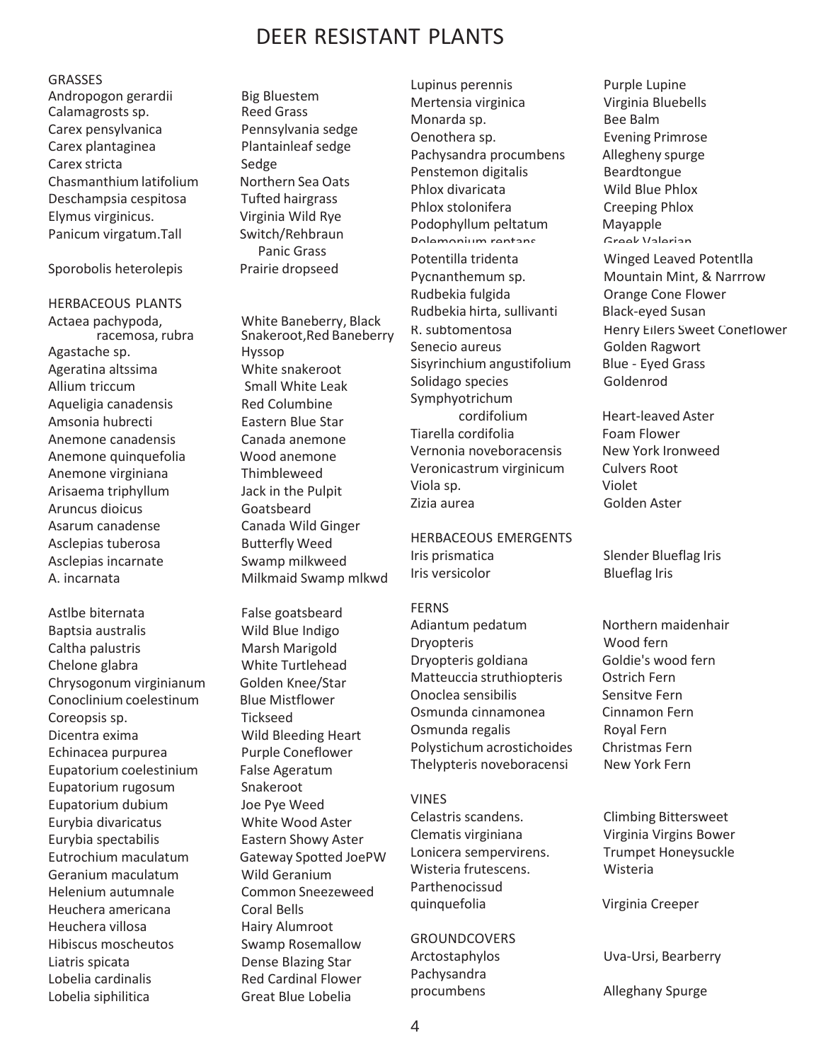# DEER RESISTANT PLANTS

## GRASSES

| Scientific Name | Common Name |
| --- | --- |
| Andropogon gerardii | Big Bluestem |
| Calamagrosts sp. | Reed Grass |
| Carex pensylvanica | Pennsylvania sedge |
| Carex plantaginea | Plantainleaf sedge |
| Carex stricta | Sedge |
| Chasmanthium latifolium | Northern Sea Oats |
| Deschampsia cespitosa | Tufted hairgrass |
| Elymus virginicus. | Virginia Wild Rye |
| Panicum virgatum.Tall | Switch/Rehbraun Panic Grass |
| Sporobolis heterolepis | Prairie dropseed |

## HERBACEOUS PLANTS

| Scientific Name | Common Name |
| --- | --- |
| Actaea pachypoda, racemosa, rubra | White Baneberry, Black Snakeroot,Red Baneberry |
| Agastache sp. | Hyssop |
| Ageratina altssima | White snakeroot |
| Allium triccum | Small White Leak |
| Aqueligia canadensis | Red Columbine |
| Amsonia hubrecti | Eastern Blue Star |
| Anemone canadensis | Canada anemone |
| Anemone quinquefolia | Wood anemone |
| Anemone virginiana | Thimbleweed |
| Arisaema triphyllum | Jack in the Pulpit |
| Aruncus dioicus | Goatsbeard |
| Asarum canadense | Canada Wild Ginger |
| Asclepias tuberosa | Butterfly Weed |
| Asclepias incarnate | Swamp milkweed |
| A. incarnata | Milkmaid Swamp mlkwd |
| Astlbe biternata | False goatsbeard |
| Baptsia australis | Wild Blue Indigo |
| Caltha palustris | Marsh Marigold |
| Chelone glabra | White Turtlehead |
| Chrysogonum virginianum | Golden Knee/Star |
| Conoclinium coelestinum | Blue Mistflower |
| Coreopsis sp. | Tickseed |
| Dicentra exima | Wild Bleeding Heart |
| Echinacea purpurea | Purple Coneflower |
| Eupatorium coelestinium | False Ageratum |
| Eupatorium rugosum | Snakeroot |
| Eupatorium dubium | Joe Pye Weed |
| Eurybia divaricatus | White Wood Aster |
| Eurybia spectabilis | Eastern Showy Aster |
| Eutrochium maculatum | Gateway Spotted JoePW |
| Geranium maculatum | Wild Geranium |
| Helenium autumnale | Common Sneezeweed |
| Heuchera americana | Coral Bells |
| Heuchera villosa | Hairy Alumroot |
| Hibiscus moscheutos | Swamp Rosemallow |
| Liatris spicata | Dense Blazing Star |
| Lobelia cardinalis | Red Cardinal Flower |
| Lobelia siphilitica | Great Blue Lobelia |
| Lupinus perennis | Purple Lupine |
| Mertensia virginica | Virginia Bluebells |
| Monarda sp. | Bee Balm |
| Oenothera sp. | Evening Primrose |
| Pachysandra procumbens | Allegheny spurge |
| Penstemon digitalis | Beardtongue |
| Phlox divaricata | Wild Blue Phlox |
| Phlox stolonifera | Creeping Phlox |
| Podophyllum peltatum | Mayapple |
| Polemonium reptans | Greek Valerian |
| Potentilla tridenta | Winged Leaved Potentlla |
| Pycnanthemum sp. | Mountain Mint, & Narrrow |
| Rudbekia fulgida | Orange Cone Flower |
| Rudbekia hirta, sullivanti | Black-eyed Susan |
| R. subtomentosa | Henry Eilers Sweet Coneflower |
| Senecio aureus | Golden Ragwort |
| Sisyrinchium angustifolium | Blue - Eyed Grass |
| Solidago species | Goldenrod |
| Symphyotrichum cordifolium | Heart-leaved Aster |
| Tiarella cordifolia | Foam Flower |
| Vernonia noveboracensis | New York Ironweed |
| Veronicastrum virginicum | Culvers Root |
| Viola sp. | Violet |
| Zizia aurea | Golden Aster |

## HERBACEOUS EMERGENTS

| Scientific Name | Common Name |
| --- | --- |
| Iris prismatica | Slender Blueflag Iris |
| Iris versicolor | Blueflag Iris |

## FERNS

| Scientific Name | Common Name |
| --- | --- |
| Adiantum pedatum | Northern maidenhair |
| Dryopteris | Wood fern |
| Dryopteris goldiana | Goldie's wood fern |
| Matteuccia struthiopteris | Ostrich Fern |
| Onoclea sensibilis | Sensitve Fern |
| Osmunda cinnamonea | Cinnamon Fern |
| Osmunda regalis | Royal Fern |
| Polystichum acrostichoides | Christmas Fern |
| Thelypteris noveboracensi | New York Fern |

## VINES

| Scientific Name | Common Name |
| --- | --- |
| Celastris scandens. | Climbing Bittersweet |
| Clematis virginiana | Virginia Virgins Bower |
| Lonicera sempervirens. | Trumpet Honeysuckle |
| Wisteria frutescens. | Wisteria |
| Parthenocissud quinquefolia | Virginia Creeper |

## GROUNDCOVERS

| Scientific Name | Common Name |
| --- | --- |
| Arctostaphylos | Uva-Ursi, Bearberry |
| Pachysandra procumbens | Alleghany Spurge |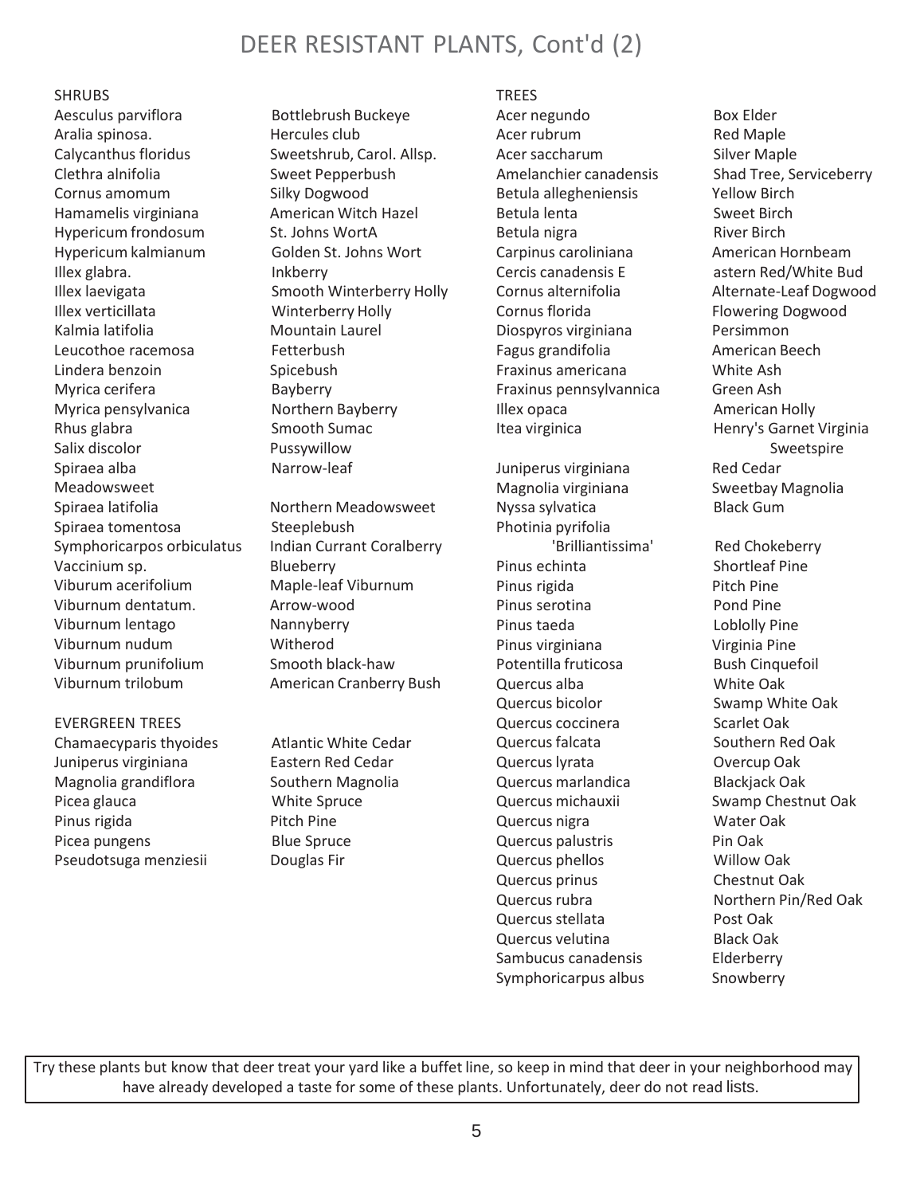# DEER RESISTANT PLANTS, Cont'd (2)

## SHRUBS

| Scientific Name | Common Name |
|---|---|
| Aesculus parviflora | Bottlebrush Buckeye |
| Aralia spinosa. | Hercules club |
| Calycanthus floridus | Sweetshrub, Carol. Allsp. |
| Clethra alnifolia | Sweet Pepperbush |
| Cornus amomum | Silky Dogwood |
| Hamamelis virginiana | American Witch Hazel |
| Hypericum frondosum | St. Johns WortA |
| Hypericum kalmianum | Golden St. Johns Wort |
| Illex glabra. | Inkberry |
| Illex laevigata | Smooth Winterberry Holly |
| Illex verticillata | Winterberry Holly |
| Kalmia latifolia | Mountain Laurel |
| Leucothoe racemosa | Fetterbush |
| Lindera benzoin | Spicebush |
| Myrica cerifera | Bayberry |
| Myrica pensylvanica | Northern Bayberry |
| Rhus glabra | Smooth Sumac |
| Salix discolor | Pussywillow |
| Spiraea alba | Narrow-leaf Meadowsweet |
| Spiraea latifolia | Northern Meadowsweet |
| Spiraea tomentosa | Steeplebush |
| Symphoricarpos orbiculatus | Indian Currant Coralberry |
| Vaccinium sp. | Blueberry |
| Viburum acerifolium | Maple-leaf Viburnum |
| Viburnum dentatum. | Arrow-wood |
| Viburnum lentago | Nannyberry |
| Viburnum nudum | Witherod |
| Viburnum prunifolium | Smooth black-haw |
| Viburnum trilobum | American Cranberry Bush |

## EVERGREEN TREES

| Scientific Name | Common Name |
|---|---|
| Chamaecyparis thyoides | Atlantic White Cedar |
| Juniperus virginiana | Eastern Red Cedar |
| Magnolia grandiflora | Southern Magnolia |
| Picea glauca | White Spruce |
| Pinus rigida | Pitch Pine |
| Picea pungens | Blue Spruce |
| Pseudotsuga menziesii | Douglas Fir |

## TREES

| Scientific Name | Common Name |
|---|---|
| Acer negundo | Box Elder |
| Acer rubrum | Red Maple |
| Acer saccharum | Silver Maple |
| Amelanchier canadensis | Shad Tree, Serviceberry |
| Betula allegheniensis | Yellow Birch |
| Betula lenta | Sweet Birch |
| Betula nigra | River Birch |
| Carpinus caroliniana | American Hornbeam |
| Cercis canadensis E | astern Red/White Bud |
| Cornus alternifolia | Alternate-Leaf Dogwood |
| Cornus florida | Flowering Dogwood |
| Diospyros virginiana | Persimmon |
| Fagus grandifolia | American Beech |
| Fraxinus americana | White Ash |
| Fraxinus pennsylvannica | Green Ash |
| Illex opaca | American Holly |
| Itea virginica | Henry's Garnet Virginia Sweetspire |
| Juniperus virginiana | Red Cedar |
| Magnolia virginiana | Sweetbay Magnolia |
| Nyssa sylvatica | Black Gum |
| Photinia pyrifolia 'Brilliantissima' | Red Chokeberry |
| Pinus echinta | Shortleaf Pine |
| Pinus rigida | Pitch Pine |
| Pinus serotina | Pond Pine |
| Pinus taeda | Loblolly Pine |
| Pinus virginiana | Virginia Pine |
| Potentilla fruticosa | Bush Cinquefoil |
| Quercus alba | White Oak |
| Quercus bicolor | Swamp White Oak |
| Quercus coccinera | Scarlet Oak |
| Quercus falcata | Southern Red Oak |
| Quercus lyrata | Overcup Oak |
| Quercus marlandica | Blackjack Oak |
| Quercus michauxii | Swamp Chestnut Oak |
| Quercus nigra | Water Oak |
| Quercus palustris | Pin Oak |
| Quercus phellos | Willow Oak |
| Quercus prinus | Chestnut Oak |
| Quercus rubra | Northern Pin/Red Oak |
| Quercus stellata | Post Oak |
| Quercus velutina | Black Oak |
| Sambucus canadensis | Elderberry |
| Symphoricarpus albus | Snowberry |

Try these plants but know that deer treat your yard like a buffet line, so keep in mind that deer in your neighborhood may have already developed a taste for some of these plants. Unfortunately, deer do not read lists.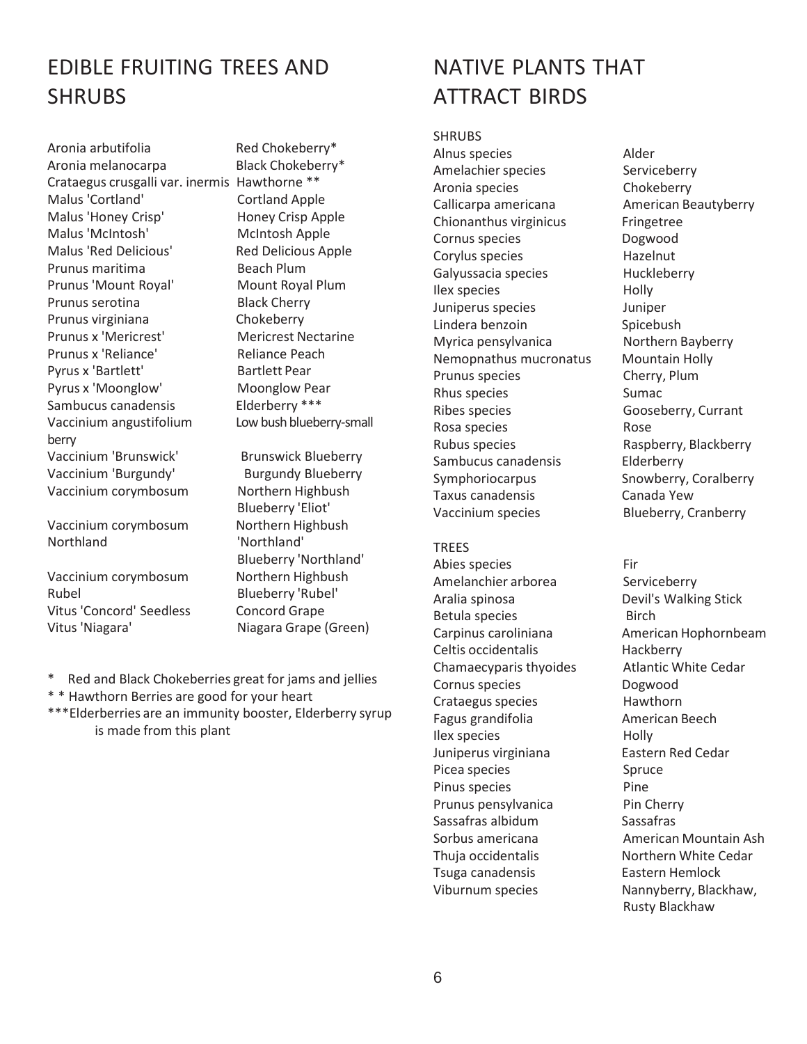## EDIBLE FRUITING TREES AND SHRUBS

| | |
|---|---|
| Aronia arbutifolia | Red Chokeberry* |
| Aronia melanocarpa | Black Chokeberry* |
| Crataegus crusgalli var. inermis | Hawthorne ** |
| Malus 'Cortland' | Cortland Apple |
| Malus 'Honey Crisp' | Honey Crisp Apple |
| Malus 'McIntosh' | McIntosh Apple |
| Malus 'Red Delicious' | Red Delicious Apple |
| Prunus maritima | Beach Plum |
| Prunus 'Mount Royal' | Mount Royal Plum |
| Prunus serotina | Black Cherry |
| Prunus virginiana | Chokeberry |
| Prunus x 'Mericrest' | Mericrest Nectarine |
| Prunus x 'Reliance' | Reliance Peach |
| Pyrus x 'Bartlett' | Bartlett Pear |
| Pyrus x 'Moonglow' | Moonglow Pear |
| Sambucus canadensis | Elderberry *** |
| Vaccinium angustifolium | Low bush blueberry-small berry |
| Vaccinium 'Brunswick' | Brunswick Blueberry |
| Vaccinium 'Burgundy' | Burgundy Blueberry |
| Vaccinium corymbosum | Northern Highbush Blueberry 'Eliot' |
| Vaccinium corymbosum Northland | Northern Highbush 'Northland' Blueberry 'Northland' |
| Vaccinium corymbosum Rubel | Northern Highbush Blueberry 'Rubel' |
| Vitus 'Concord' Seedless | Concord Grape |
| Vitus 'Niagara' | Niagara Grape (Green) |

\* Red and Black Chokeberries great for jams and jellies

\* \* Hawthorn Berries are good for your heart

\*\*\*Elderberries are an immunity booster, Elderberry syrup is made from this plant

## NATIVE PLANTS THAT ATTRACT BIRDS

SHRUBS

| | |
|---|---|
| Alnus species | Alder |
| Amelachier species | Serviceberry |
| Aronia species | Chokeberry |
| Callicarpa americana | American Beautyberry |
| Chionanthus virginicus | Fringetree |
| Cornus species | Dogwood |
| Corylus species | Hazelnut |
| Galyussacia species | Huckleberry |
| Ilex species | Holly |
| Juniperus species | Juniper |
| Lindera benzoin | Spicebush |
| Myrica pensylvanica | Northern Bayberry |
| Nemopnathus mucronatus | Mountain Holly |
| Prunus species | Cherry, Plum |
| Rhus species | Sumac |
| Ribes species | Gooseberry, Currant |
| Rosa species | Rose |
| Rubus species | Raspberry, Blackberry |
| Sambucus canadensis | Elderberry |
| Symphoriocarpus | Snowberry, Coralberry |
| Taxus canadensis | Canada Yew |
| Vaccinium species | Blueberry, Cranberry |

TREES

| | |
|---|---|
| Abies species | Fir |
| Amelanchier arborea | Serviceberry |
| Aralia spinosa | Devil's Walking Stick |
| Betula species | Birch |
| Carpinus caroliniana | American Hophornbeam |
| Celtis occidentalis | Hackberry |
| Chamaecyparis thyoides | Atlantic White Cedar |
| Cornus species | Dogwood |
| Crataegus species | Hawthorn |
| Fagus grandifolia | American Beech |
| Ilex species | Holly |
| Juniperus virginiana | Eastern Red Cedar |
| Picea species | Spruce |
| Pinus species | Pine |
| Prunus pensylvanica | Pin Cherry |
| Sassafras albidum | Sassafras |
| Sorbus americana | American Mountain Ash |
| Thuja occidentalis | Northern White Cedar |
| Tsuga canadensis | Eastern Hemlock |
| Viburnum species | Nannyberry, Blackhaw, Rusty Blackhaw |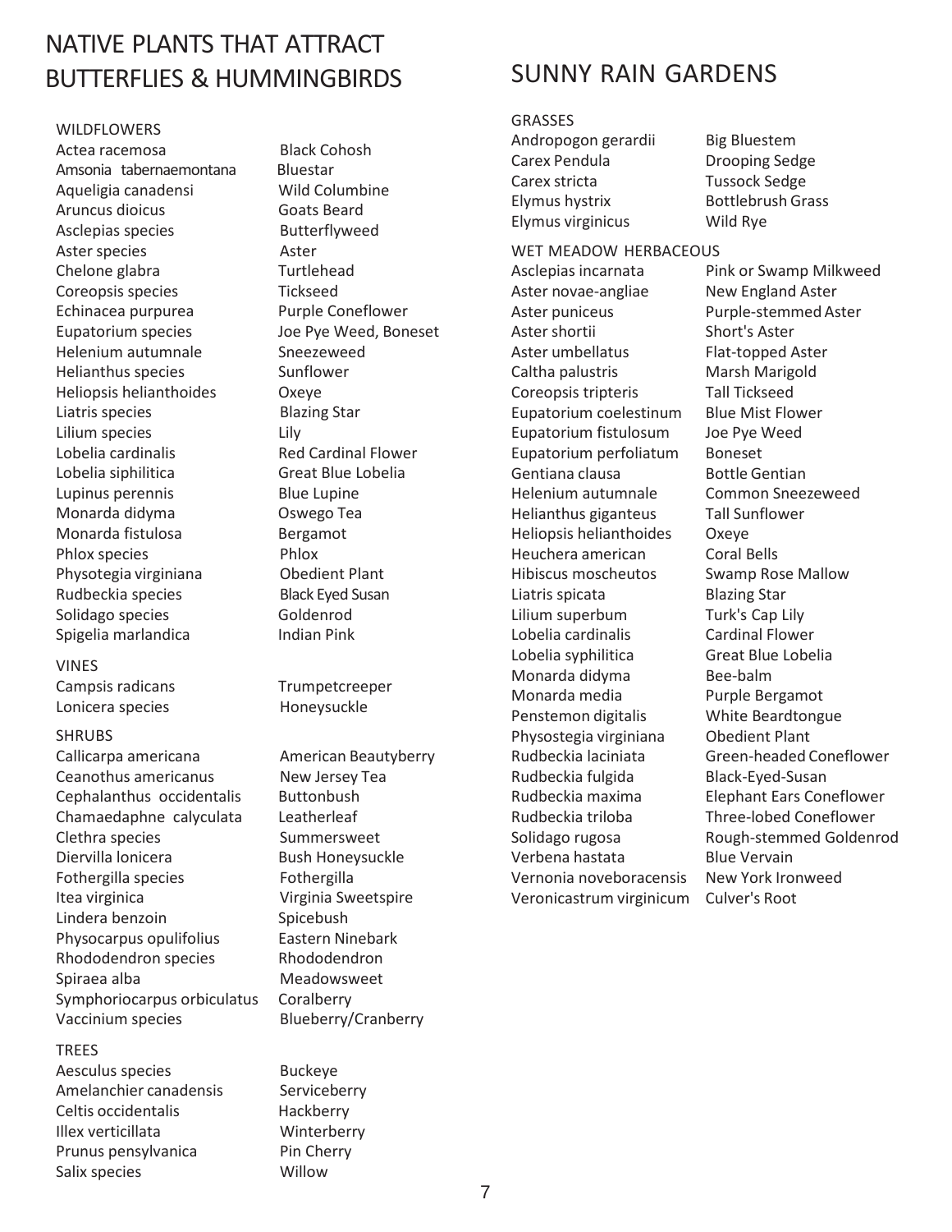## NATIVE PLANTS THAT ATTRACT BUTTERFLIES & HUMMINGBIRDS

### WILDFLOWERS

| | |
|---|---|
| Actea racemosa | Black Cohosh |
| Amsonia tabernaemontana | Bluestar |
| Aqueligia canadensi | Wild Columbine |
| Aruncus dioicus | Goats Beard |
| Asclepias species | Butterflyweed |
| Aster species | Aster |
| Chelone glabra | Turtlehead |
| Coreopsis species | Tickseed |
| Echinacea purpurea | Purple Coneflower |
| Eupatorium species | Joe Pye Weed, Boneset |
| Helenium autumnale | Sneezeweed |
| Helianthus species | Sunflower |
| Heliopsis helianthoides | Oxeye |
| Liatris species | Blazing Star |
| Lilium species | Lily |
| Lobelia cardinalis | Red Cardinal Flower |
| Lobelia siphilitica | Great Blue Lobelia |
| Lupinus perennis | Blue Lupine |
| Monarda didyma | Oswego Tea |
| Monarda fistulosa | Bergamot |
| Phlox species | Phlox |
| Physotegia virginiana | Obedient Plant |
| Rudbeckia species | Black Eyed Susan |
| Solidago species | Goldenrod |
| Spigelia marlandica | Indian Pink |

### VINES

| | |
|---|---|
| Campsis radicans | Trumpetcreeper |
| Lonicera species | Honeysuckle |

### SHRUBS

| | |
|---|---|
| Callicarpa americana | American Beautyberry |
| Ceanothus americanus | New Jersey Tea |
| Cephalanthus occidentalis | Buttonbush |
| Chamaedaphne calyculata | Leatherleaf |
| Clethra species | Summersweet |
| Diervilla lonicera | Bush Honeysuckle |
| Fothergilla species | Fothergilla |
| Itea virginica | Virginia Sweetspire |
| Lindera benzoin | Spicebush |
| Physocarpus opulifolius | Eastern Ninebark |
| Rhododendron species | Rhododendron |
| Spiraea alba | Meadowsweet |
| Symphoriocarpus orbiculatus | Coralberry |
| Vaccinium species | Blueberry/Cranberry |

### TREES

| | |
|---|---|
| Aesculus species | Buckeye |
| Amelanchier canadensis | Serviceberry |
| Celtis occidentalis | Hackberry |
| Illex verticillata | Winterberry |
| Prunus pensylvanica | Pin Cherry |
| Salix species | Willow |

## SUNNY RAIN GARDENS

### GRASSES

| | |
|---|---|
| Andropogon gerardii | Big Bluestem |
| Carex Pendula | Drooping Sedge |
| Carex stricta | Tussock Sedge |
| Elymus hystrix | Bottlebrush Grass |
| Elymus virginicus | Wild Rye |

### WET MEADOW HERBACEOUS

| | |
|---|---|
| Asclepias incarnata | Pink or Swamp Milkweed |
| Aster novae-angliae | New England Aster |
| Aster puniceus | Purple-stemmed Aster |
| Aster shortii | Short's Aster |
| Aster umbellatus | Flat-topped Aster |
| Caltha palustris | Marsh Marigold |
| Coreopsis tripteris | Tall Tickseed |
| Eupatorium coelestinum | Blue Mist Flower |
| Eupatorium fistulosum | Joe Pye Weed |
| Eupatorium perfoliatum | Boneset |
| Gentiana clausa | Bottle Gentian |
| Helenium autumnale | Common Sneezeweed |
| Helianthus giganteus | Tall Sunflower |
| Heliopsis helianthoides | Oxeye |
| Heuchera american | Coral Bells |
| Hibiscus moscheutos | Swamp Rose Mallow |
| Liatris spicata | Blazing Star |
| Lilium superbum | Turk's Cap Lily |
| Lobelia cardinalis | Cardinal Flower |
| Lobelia syphilitica | Great Blue Lobelia |
| Monarda didyma | Bee-balm |
| Monarda media | Purple Bergamot |
| Penstemon digitalis | White Beardtongue |
| Physostegia virginiana | Obedient Plant |
| Rudbeckia laciniata | Green-headed Coneflower |
| Rudbeckia fulgida | Black-Eyed-Susan |
| Rudbeckia maxima | Elephant Ears Coneflower |
| Rudbeckia triloba | Three-lobed Coneflower |
| Solidago rugosa | Rough-stemmed Goldenrod |
| Verbena hastata | Blue Vervain |
| Vernonia noveboracensis | New York Ironweed |
| Veronicastrum virginicum | Culver's Root |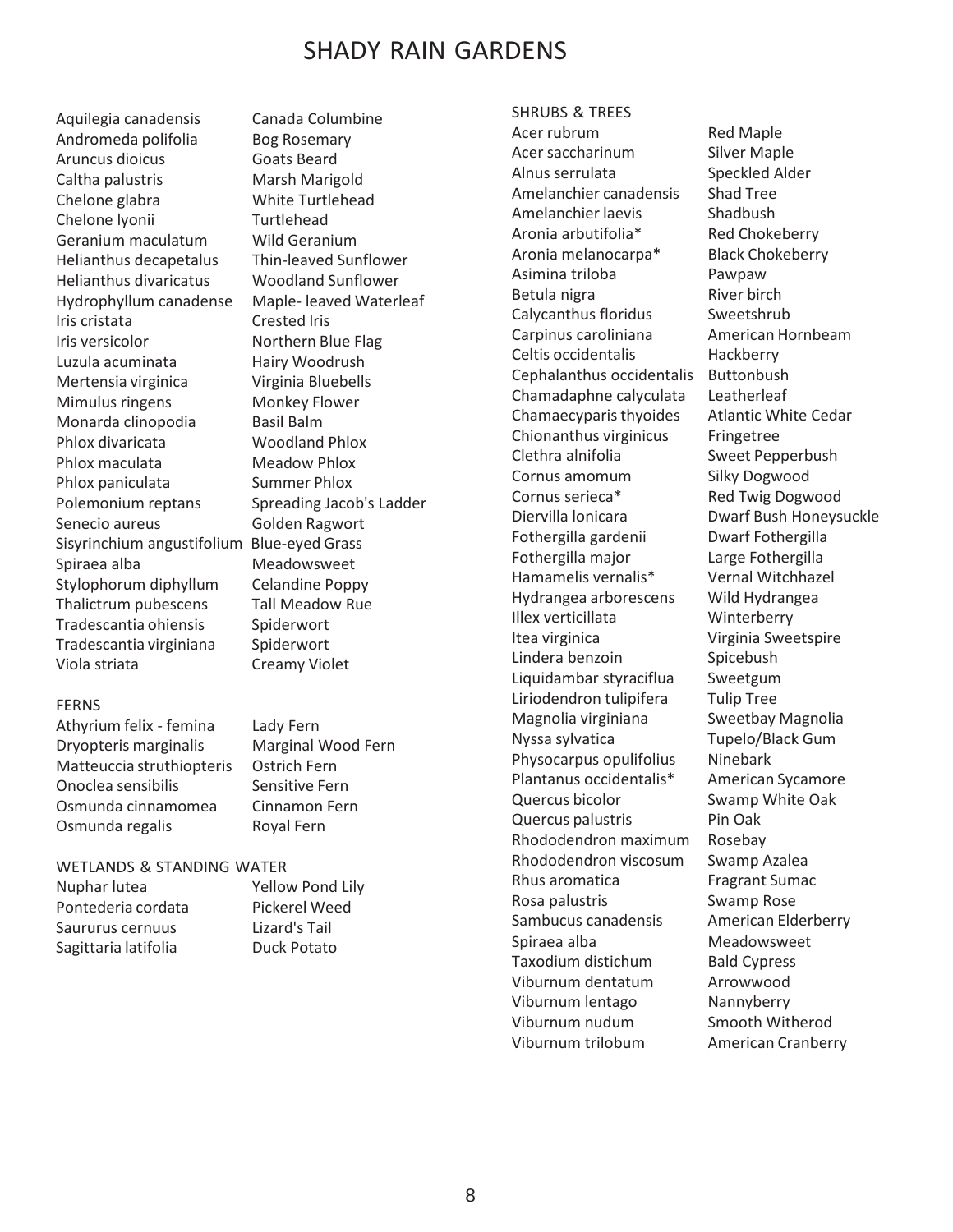# SHADY RAIN GARDENS

| | |
|---|---|
| Aquilegia canadensis | Canada Columbine |
| Andromeda polifolia | Bog Rosemary |
| Aruncus dioicus | Goats Beard |
| Caltha palustris | Marsh Marigold |
| Chelone glabra | White Turtlehead |
| Chelone lyonii | Turtlehead |
| Geranium maculatum | Wild Geranium |
| Helianthus decapetalus | Thin-leaved Sunflower |
| Helianthus divaricatus | Woodland Sunflower |
| Hydrophyllum canadense | Maple- leaved Waterleaf |
| Iris cristata | Crested Iris |
| Iris versicolor | Northern Blue Flag |
| Luzula acuminata | Hairy Woodrush |
| Mertensia virginica | Virginia Bluebells |
| Mimulus ringens | Monkey Flower |
| Monarda clinopodia | Basil Balm |
| Phlox divaricata | Woodland Phlox |
| Phlox maculata | Meadow Phlox |
| Phlox paniculata | Summer Phlox |
| Polemonium reptans | Spreading Jacob's Ladder |
| Senecio aureus | Golden Ragwort |
| Sisyrinchium angustifolium | Blue-eyed Grass |
| Spiraea alba | Meadowsweet |
| Stylophorum diphyllum | Celandine Poppy |
| Thalictrum pubescens | Tall Meadow Rue |
| Tradescantia ohiensis | Spiderwort |
| Tradescantia virginiana | Spiderwort |
| Viola striata | Creamy Violet |

## FERNS

| | |
|---|---|
| Athyrium felix - femina | Lady Fern |
| Dryopteris marginalis | Marginal Wood Fern |
| Matteuccia struthiopteris | Ostrich Fern |
| Onoclea sensibilis | Sensitive Fern |
| Osmunda cinnamomea | Cinnamon Fern |
| Osmunda regalis | Royal Fern |

## WETLANDS & STANDING WATER

| | |
|---|---|
| Nuphar lutea | Yellow Pond Lily |
| Pontederia cordata | Pickerel Weed |
| Saururus cernuus | Lizard's Tail |
| Sagittaria latifolia | Duck Potato |

## SHRUBS & TREES

| | |
|---|---|
| Acer rubrum | Red Maple |
| Acer saccharinum | Silver Maple |
| Alnus serrulata | Speckled Alder |
| Amelanchier canadensis | Shad Tree |
| Amelanchier laevis | Shadbush |
| Aronia arbutifolia* | Red Chokeberry |
| Aronia melanocarpa* | Black Chokeberry |
| Asimina triloba | Pawpaw |
| Betula nigra | River birch |
| Calycanthus floridus | Sweetshrub |
| Carpinus caroliniana | American Hornbeam |
| Celtis occidentalis | Hackberry |
| Cephalanthus occidentalis | Buttonbush |
| Chamadaphne calyculata | Leatherleaf |
| Chamaecyparis thyoides | Atlantic White Cedar |
| Chionanthus virginicus | Fringetree |
| Clethra alnifolia | Sweet Pepperbush |
| Cornus amomum | Silky Dogwood |
| Cornus serieca* | Red Twig Dogwood |
| Diervilla lonicara | Dwarf Bush Honeysuckle |
| Fothergilla gardenii | Dwarf Fothergilla |
| Fothergilla major | Large Fothergilla |
| Hamamelis vernalis* | Vernal Witchhazel |
| Hydrangea arborescens | Wild Hydrangea |
| Illex verticillata | Winterberry |
| Itea virginica | Virginia Sweetspire |
| Lindera benzoin | Spicebush |
| Liquidambar styraciflua | Sweetgum |
| Liriodendron tulipifera | Tulip Tree |
| Magnolia virginiana | Sweetbay Magnolia |
| Nyssa sylvatica | Tupelo/Black Gum |
| Physocarpus opulifolius | Ninebark |
| Plantanus occidentalis* | American Sycamore |
| Quercus bicolor | Swamp White Oak |
| Quercus palustris | Pin Oak |
| Rhododendron maximum | Rosebay |
| Rhododendron viscosum | Swamp Azalea |
| Rhus aromatica | Fragrant Sumac |
| Rosa palustris | Swamp Rose |
| Sambucus canadensis | American Elderberry |
| Spiraea alba | Meadowsweet |
| Taxodium distichum | Bald Cypress |
| Viburnum dentatum | Arrowwood |
| Viburnum lentago | Nannyberry |
| Viburnum nudum | Smooth Witherod |
| Viburnum trilobum | American Cranberry |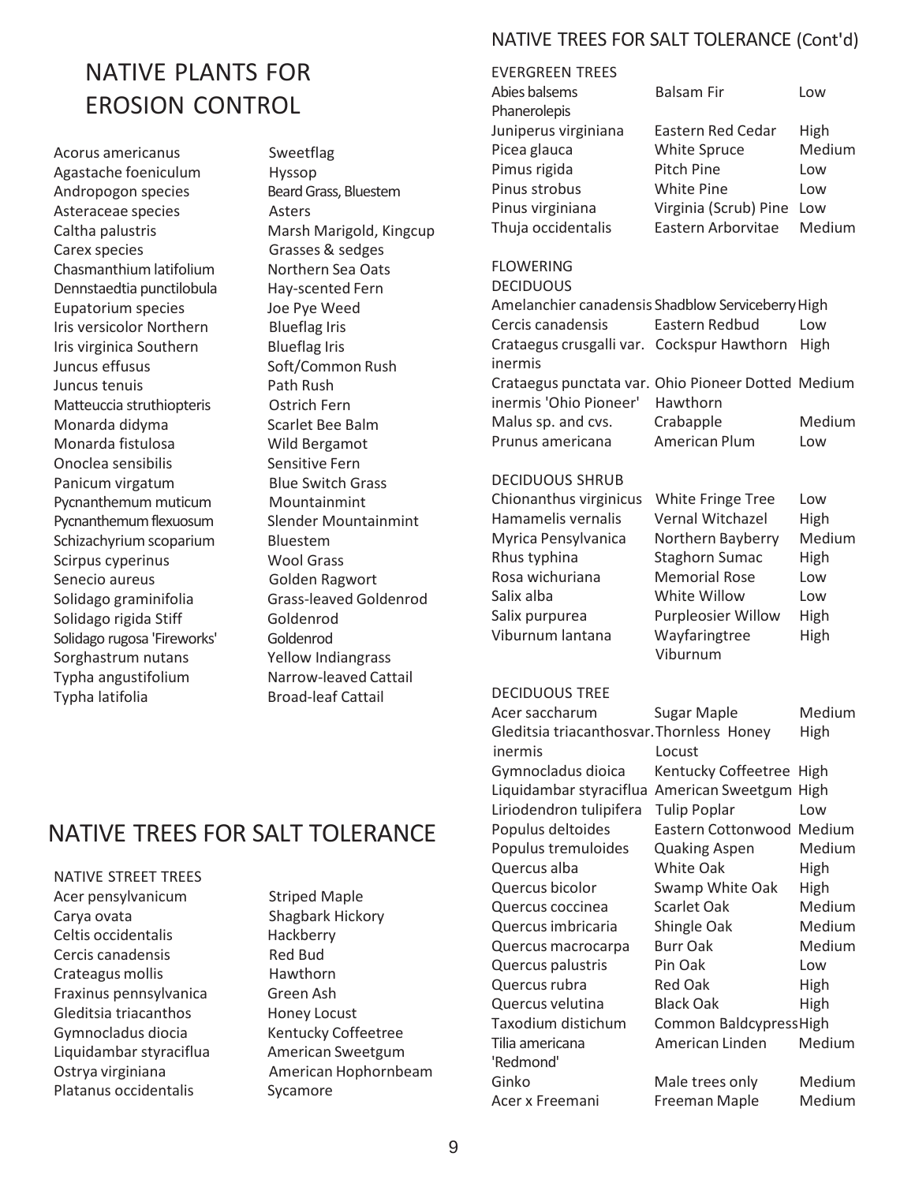# NATIVE PLANTS FOR EROSION CONTROL

| | |
|---|---|
| Acorus americanus | Sweetflag |
| Agastache foeniculum | Hyssop |
| Andropogon species | Beard Grass, Bluestem |
| Asteraceae species | Asters |
| Caltha palustris | Marsh Marigold, Kingcup |
| Carex species | Grasses & sedges |
| Chasmanthium latifolium | Northern Sea Oats |
| Dennstaedtia punctilobula | Hay-scented Fern |
| Eupatorium species | Joe Pye Weed |
| Iris versicolor Northern | Blueflag Iris |
| Iris virginica Southern | Blueflag Iris |
| Juncus effusus | Soft/Common Rush |
| Juncus tenuis | Path Rush |
| Matteuccia struthiopteris | Ostrich Fern |
| Monarda didyma | Scarlet Bee Balm |
| Monarda fistulosa | Wild Bergamot |
| Onoclea sensibilis | Sensitive Fern |
| Panicum virgatum | Blue Switch Grass |
| Pycnanthemum muticum | Mountainmint |
| Pycnanthemum flexuosum | Slender Mountainmint |
| Schizachyrium scoparium | Bluestem |
| Scirpus cyperinus | Wool Grass |
| Senecio aureus | Golden Ragwort |
| Solidago graminifolia | Grass-leaved Goldenrod |
| Solidago rigida Stiff | Goldenrod |
| Solidago rugosa 'Fireworks' | Goldenrod |
| Sorghastrum nutans | Yellow Indiangrass |
| Typha angustifolium | Narrow-leaved Cattail |
| Typha latifolia | Broad-leaf Cattail |

# NATIVE TREES FOR SALT TOLERANCE

NATIVE STREET TREES

| | |
|---|---|
| Acer pensylvanicum | Striped Maple |
| Carya ovata | Shagbark Hickory |
| Celtis occidentalis | Hackberry |
| Cercis canadensis | Red Bud |
| Crateagus mollis | Hawthorn |
| Fraxinus pennsylvanica | Green Ash |
| Gleditsia triacanthos | Honey Locust |
| Gymnocladus diocia | Kentucky Coffeetree |
| Liquidambar styraciflua | American Sweetgum |
| Ostrya virginiana | American Hophornbeam |
| Platanus occidentalis | Sycamore |

## NATIVE TREES FOR SALT TOLERANCE (Cont'd)

EVERGREEN TREES

| | | |
|---|---|---|
| Abies balsems Phanerolepis | Balsam Fir | Low |
| Juniperus virginiana | Eastern Red Cedar | High |
| Picea glauca | White Spruce | Medium |
| Pimus rigida | Pitch Pine | Low |
| Pinus strobus | White Pine | Low |
| Pinus virginiana | Virginia (Scrub) Pine | Low |
| Thuja occidentalis | Eastern Arborvitae | Medium |

FLOWERING DECIDUOUS

| | | |
|---|---|---|
| Amelanchier canadensis | Shadblow Serviceberry | High |
| Cercis canadensis | Eastern Redbud | Low |
| Crataegus crusgalli var. inermis | Cockspur Hawthorn | High |
| Crataegus punctata var. inermis 'Ohio Pioneer' | Ohio Pioneer Dotted Hawthorn | Medium |
| Malus sp. and cvs. | Crabapple | Medium |
| Prunus americana | American Plum | Low |

DECIDUOUS SHRUB

| | | |
|---|---|---|
| Chionanthus virginicus | White Fringe Tree | Low |
| Hamamelis vernalis | Vernal Witchazel | High |
| Myrica Pensylvanica | Northern Bayberry | Medium |
| Rhus typhina | Staghorn Sumac | High |
| Rosa wichuriana | Memorial Rose | Low |
| Salix alba | White Willow | Low |
| Salix purpurea | Purpleosier Willow | High |
| Viburnum lantana | Wayfaringtree Viburnum | High |

DECIDUOUS TREE

| | | |
|---|---|---|
| Acer saccharum | Sugar Maple | Medium |
| Gleditsia triacanthosvar. inermis | Thornless Honey Locust | High |
| Gymnocladus dioica | Kentucky Coffeetree | High |
| Liquidambar styraciflua | American Sweetgum | High |
| Liriodendron tulipifera | Tulip Poplar | Low |
| Populus deltoides | Eastern Cottonwood | Medium |
| Populus tremuloides | Quaking Aspen | Medium |
| Quercus alba | White Oak | High |
| Quercus bicolor | Swamp White Oak | High |
| Quercus coccinea | Scarlet Oak | Medium |
| Quercus imbricaria | Shingle Oak | Medium |
| Quercus macrocarpa | Burr Oak | Medium |
| Quercus palustris | Pin Oak | Low |
| Quercus rubra | Red Oak | High |
| Quercus velutina | Black Oak | High |
| Taxodium distichum | Common Baldcypress | High |
| Tilia americana 'Redmond' | American Linden | Medium |
| Ginko | Male trees only | Medium |
| Acer x Freemani | Freeman Maple | Medium |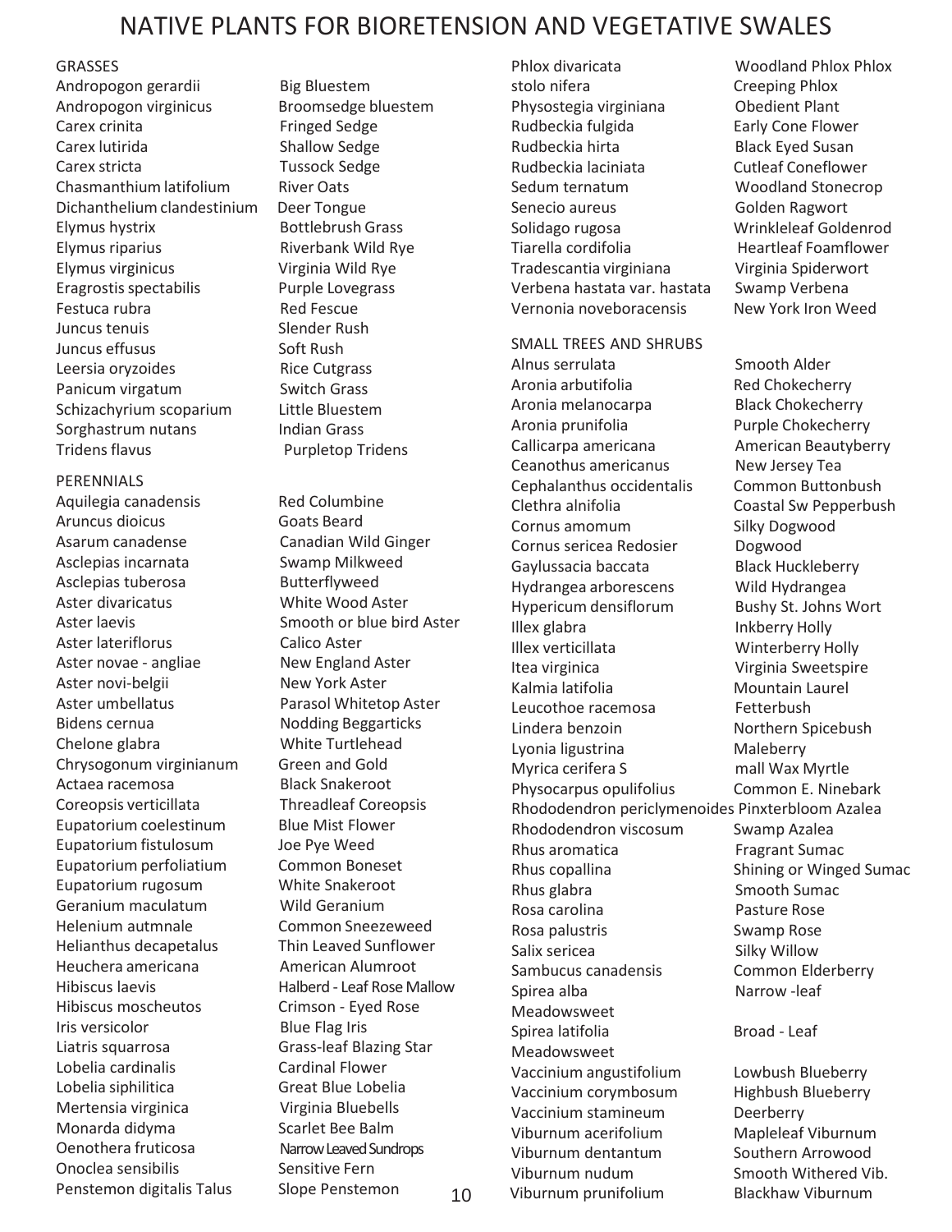# NATIVE PLANTS FOR BIORETENSION AND VEGETATIVE SWALES

## GRASSES

| Scientific Name | Common Name |
|---|---|
| Andropogon gerardii | Big Bluestem |
| Andropogon virginicus | Broomsedge bluestem |
| Carex crinita | Fringed Sedge |
| Carex lutirida | Shallow Sedge |
| Carex stricta | Tussock Sedge |
| Chasmanthium latifolium | River Oats |
| Dichanthelium clandestinium | Deer Tongue |
| Elymus hystrix | Bottlebrush Grass |
| Elymus riparius | Riverbank Wild Rye |
| Elymus virginicus | Virginia Wild Rye |
| Eragrostis spectabilis | Purple Lovegrass |
| Festuca rubra | Red Fescue |
| Juncus tenuis | Slender Rush |
| Juncus effusus | Soft Rush |
| Leersia oryzoides | Rice Cutgrass |
| Panicum virgatum | Switch Grass |
| Schizachyrium scoparium | Little Bluestem |
| Sorghastrum nutans | Indian Grass |
| Tridens flavus | Purpletop Tridens |

## PERENNIALS

| Scientific Name | Common Name |
|---|---|
| Aquilegia canadensis | Red Columbine |
| Aruncus dioicus | Goats Beard |
| Asarum canadense | Canadian Wild Ginger |
| Asclepias incarnata | Swamp Milkweed |
| Asclepias tuberosa | Butterflyweed |
| Aster divaricatus | White Wood Aster |
| Aster laevis | Smooth or blue bird Aster |
| Aster lateriflorus | Calico Aster |
| Aster novae - angliae | New England Aster |
| Aster novi-belgii | New York Aster |
| Aster umbellatus | Parasol Whitetop Aster |
| Bidens cernua | Nodding Beggarticks |
| Chelone glabra | White Turtlehead |
| Chrysogonum virginianum | Green and Gold |
| Actaea racemosa | Black Snakeroot |
| Coreopsis verticillata | Threadleaf Coreopsis |
| Eupatorium coelestinum | Blue Mist Flower |
| Eupatorium fistulosum | Joe Pye Weed |
| Eupatorium perfoliatium | Common Boneset |
| Eupatorium rugosum | White Snakeroot |
| Geranium maculatum | Wild Geranium |
| Helenium autmnale | Common Sneezeweed |
| Helianthus decapetalus | Thin Leaved Sunflower |
| Heuchera americana | American Alumroot |
| Hibiscus laevis | Halberd - Leaf Rose Mallow |
| Hibiscus moscheutos | Crimson - Eyed Rose |
| Iris versicolor | Blue Flag Iris |
| Liatris squarrosa | Grass-leaf Blazing Star |
| Lobelia cardinalis | Cardinal Flower |
| Lobelia siphilitica | Great Blue Lobelia |
| Mertensia virginica | Virginia Bluebells |
| Monarda didyma | Scarlet Bee Balm |
| Oenothera fruticosa | Narrow Leaved Sundrops |
| Onoclea sensibilis | Sensitive Fern |
| Penstemon digitalis Talus | Slope Penstemon |
| Phlox divaricata | Woodland Phlox Phlox |
| stolo nifera | Creeping Phlox |
| Physostegia virginiana | Obedient Plant |
| Rudbeckia fulgida | Early Cone Flower |
| Rudbeckia hirta | Black Eyed Susan |
| Rudbeckia laciniata | Cutleaf Coneflower |
| Sedum ternatum | Woodland Stonecrop |
| Senecio aureus | Golden Ragwort |
| Solidago rugosa | Wrinkleleaf Goldenrod |
| Tiarella cordifolia | Heartleaf Foamflower |
| Tradescantia virginiana | Virginia Spiderwort |
| Verbena hastata var. hastata | Swamp Verbena |
| Vernonia noveboracensis | New York Iron Weed |

## SMALL TREES AND SHRUBS

| Scientific Name | Common Name |
|---|---|
| Alnus serrulata | Smooth Alder |
| Aronia arbutifolia | Red Chokecherry |
| Aronia melanocarpa | Black Chokecherry |
| Aronia prunifolia | Purple Chokecherry |
| Callicarpa americana | American Beautyberry |
| Ceanothus americanus | New Jersey Tea |
| Cephalanthus occidentalis | Common Buttonbush |
| Clethra alnifolia | Coastal Sw Pepperbush |
| Cornus amomum | Silky Dogwood |
| Cornus sericea Redosier | Dogwood |
| Gaylussacia baccata | Black Huckleberry |
| Hydrangea arborescens | Wild Hydrangea |
| Hypericum densiflorum | Bushy St. Johns Wort |
| Illex glabra | Inkberry Holly |
| Illex verticillata | Winterberry Holly |
| Itea virginica | Virginia Sweetspire |
| Kalmia latifolia | Mountain Laurel |
| Leucothoe racemosa | Fetterbush |
| Lindera benzoin | Northern Spicebush |
| Lyonia ligustrina | Maleberry |
| Myrica cerifera S | mall Wax Myrtle |
| Physocarpus opulifolius | Common E. Ninebark |
| Rhododendron periclymenoides | Pinxterbloom Azalea |
| Rhododendron viscosum | Swamp Azalea |
| Rhus aromatica | Fragrant Sumac |
| Rhus copallina | Shining or Winged Sumac |
| Rhus glabra | Smooth Sumac |
| Rosa carolina | Pasture Rose |
| Rosa palustris | Swamp Rose |
| Salix sericea | Silky Willow |
| Sambucus canadensis | Common Elderberry |
| Spirea alba | Narrow -leaf Meadowsweet |
| Spirea latifolia | Broad - Leaf Meadowsweet |
| Vaccinium angustifolium | Lowbush Blueberry |
| Vaccinium corymbosum | Highbush Blueberry |
| Vaccinium stamineum | Deerberry |
| Viburnum acerifolium | Mapleleaf Viburnum |
| Viburnum dentantum | Southern Arrowood |
| Viburnum nudum | Smooth Withered Vib. |
| Viburnum prunifolium | Blackhaw Viburnum |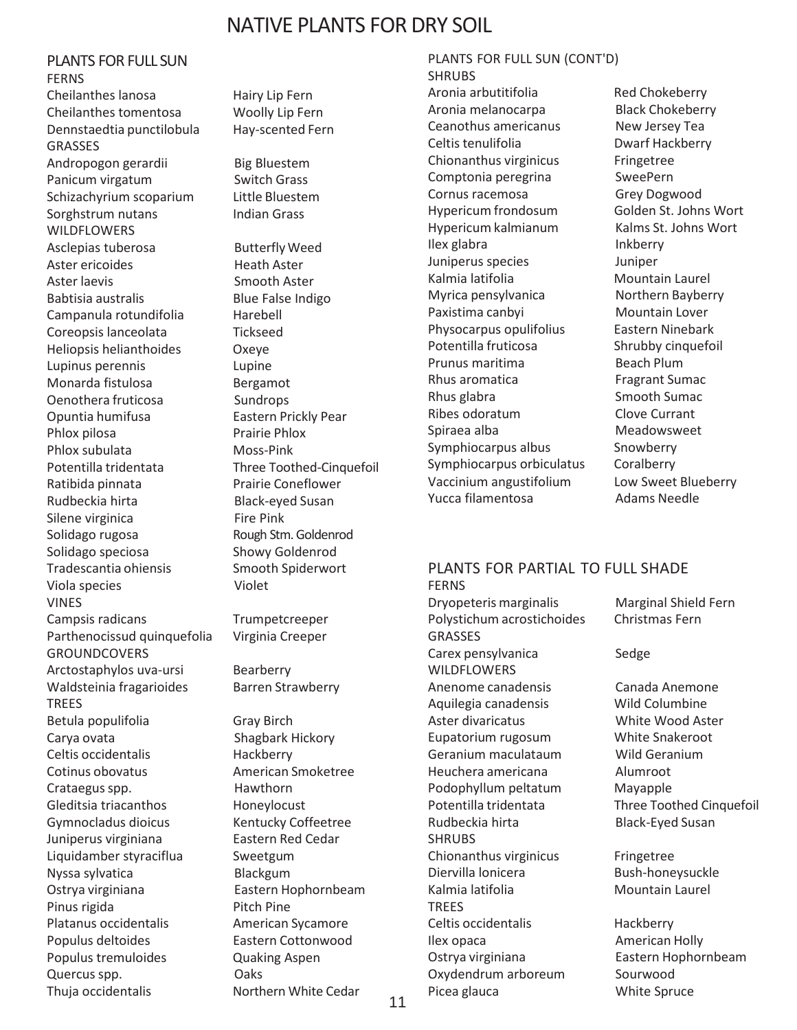# NATIVE PLANTS FOR DRY SOIL

## PLANTS FOR FULL SUN

### FERNS

| | |
|---|---|
| Cheilanthes lanosa | Hairy Lip Fern |
| Cheilanthes tomentosa | Woolly Lip Fern |
| Dennstaedtia punctilobula | Hay-scented Fern |

### GRASSES

| | |
|---|---|
| Andropogon gerardii | Big Bluestem |
| Panicum virgatum | Switch Grass |
| Schizachyrium scoparium | Little Bluestem |
| Sorghstrum nutans | Indian Grass |

### WILDFLOWERS

| | |
|---|---|
| Asclepias tuberosa | Butterfly Weed |
| Aster ericoides | Heath Aster |
| Aster laevis | Smooth Aster |
| Babtisia australis | Blue False Indigo |
| Campanula rotundifolia | Harebell |
| Coreopsis lanceolata | Tickseed |
| Heliopsis helianthoides | Oxeye |
| Lupinus perennis | Lupine |
| Monarda fistulosa | Bergamot |
| Oenothera fruticosa | Sundrops |
| Opuntia humifusa | Eastern Prickly Pear |
| Phlox pilosa | Prairie Phlox |
| Phlox subulata | Moss-Pink |
| Potentilla tridentata | Three Toothed-Cinquefoil |
| Ratibida pinnata | Prairie Coneflower |
| Rudbeckia hirta | Black-eyed Susan |
| Silene virginica | Fire Pink |
| Solidago rugosa | Rough Stm. Goldenrod |
| Solidago speciosa | Showy Goldenrod |
| Tradescantia ohiensis | Smooth Spiderwort |
| Viola species | Violet |

### VINES

| | |
|---|---|
| Campsis radicans | Trumpetcreeper |
| Parthenocissud quinquefolia | Virginia Creeper |

### GROUNDCOVERS

| | |
|---|---|
| Arctostaphylos uva-ursi | Bearberry |
| Waldsteinia fragarioides | Barren Strawberry |

### TREES

| | |
|---|---|
| Betula populifolia | Gray Birch |
| Carya ovata | Shagbark Hickory |
| Celtis occidentalis | Hackberry |
| Cotinus obovatus | American Smoketree |
| Crataegus spp. | Hawthorn |
| Gleditsia triacanthos | Honeylocust |
| Gymnocladus dioicus | Kentucky Coffeetree |
| Juniperus virginiana | Eastern Red Cedar |
| Liquidamber styraciflua | Sweetgum |
| Nyssa sylvatica | Blackgum |
| Ostrya virginiana | Eastern Hophornbeam |
| Pinus rigida | Pitch Pine |
| Platanus occidentalis | American Sycamore |
| Populus deltoides | Eastern Cottonwood |
| Populus tremuloides | Quaking Aspen |
| Quercus spp. | Oaks |
| Thuja occidentalis | Northern White Cedar |

## PLANTS FOR FULL SUN (CONT'D)

### SHRUBS

| | |
|---|---|
| Aronia arbutitifolia | Red Chokeberry |
| Aronia melanocarpa | Black Chokeberry |
| Ceanothus americanus | New Jersey Tea |
| Celtis tenulifolia | Dwarf Hackberry |
| Chionanthus virginicus | Fringetree |
| Comptonia peregrina | SweePern |
| Cornus racemosa | Grey Dogwood |
| Hypericum frondosum | Golden St. Johns Wort |
| Hypericum kalmianum | Kalms St. Johns Wort |
| Ilex glabra | Inkberry |
| Juniperus species | Juniper |
| Kalmia latifolia | Mountain Laurel |
| Myrica pensylvanica | Northern Bayberry |
| Paxistima canbyi | Mountain Lover |
| Physocarpus opulifolius | Eastern Ninebark |
| Potentilla fruticosa | Shrubby cinquefoil |
| Prunus maritima | Beach Plum |
| Rhus aromatica | Fragrant Sumac |
| Rhus glabra | Smooth Sumac |
| Ribes odoratum | Clove Currant |
| Spiraea alba | Meadowsweet |
| Symphiocarpus albus | Snowberry |
| Symphiocarpus orbiculatus | Coralberry |
| Vaccinium angustifolium | Low Sweet Blueberry |
| Yucca filamentosa | Adams Needle |

## PLANTS FOR PARTIAL TO FULL SHADE

### FERNS

| | |
|---|---|
| Dryopeteris marginalis | Marginal Shield Fern |
| Polystichum acrostichoides | Christmas Fern |

### GRASSES

| | |
|---|---|
| Carex pensylvanica | Sedge |

### WILDFLOWERS

| | |
|---|---|
| Anenome canadensis | Canada Anemone |
| Aquilegia canadensis | Wild Columbine |
| Aster divaricatus | White Wood Aster |
| Eupatorium rugosum | White Snakeroot |
| Geranium maculataum | Wild Geranium |
| Heuchera americana | Alumroot |
| Podophyllum peltatum | Mayapple |
| Potentilla tridentata | Three Toothed Cinquefoil |
| Rudbeckia hirta | Black-Eyed Susan |

### SHRUBS

| | |
|---|---|
| Chionanthus virginicus | Fringetree |
| Diervilla lonicera | Bush-honeysuckle |
| Kalmia latifolia | Mountain Laurel |

### TREES

| | |
|---|---|
| Celtis occidentalis | Hackberry |
| Ilex opaca | American Holly |
| Ostrya virginiana | Eastern Hophornbeam |
| Oxydendrum arboreum | Sourwood |
| Picea glauca | White Spruce |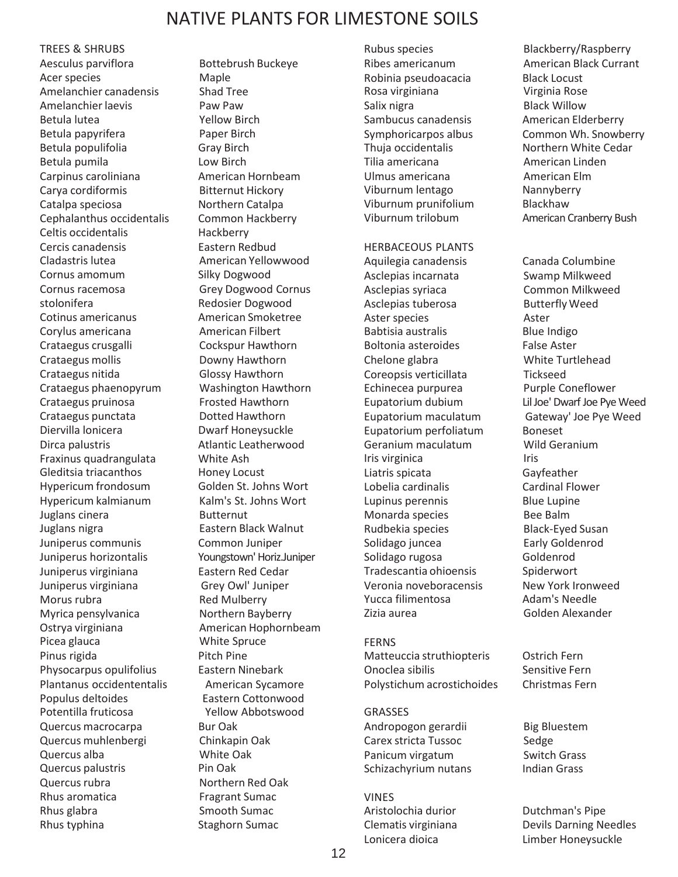# NATIVE PLANTS FOR LIMESTONE SOILS

## TREES & SHRUBS

| Scientific Name | Common Name |
| --- | --- |
| Aesculus parviflora | Bottebrush Buckeye |
| Acer species | Maple |
| Amelanchier canadensis | Shad Tree |
| Amelanchier laevis | Paw Paw |
| Betula lutea | Yellow Birch |
| Betula papyrifera | Paper Birch |
| Betula populifolia | Gray Birch |
| Betula pumila | Low Birch |
| Carpinus caroliniana | American Hornbeam |
| Carya cordiformis | Bitternut Hickory |
| Catalpa speciosa | Northern Catalpa |
| Cephalanthus occidentalis | Common Hackberry |
| Celtis occidentalis | Hackberry |
| Cercis canadensis | Eastern Redbud |
| Cladastris lutea | American Yellowwood |
| Cornus amomum | Silky Dogwood |
| Cornus racemosa | Grey Dogwood Cornus |
| stolonifera | Redosier Dogwood |
| Cotinus americanus | American Smoketree |
| Corylus americana | American Filbert |
| Crataegus crusgalli | Cockspur Hawthorn |
| Crataegus mollis | Downy Hawthorn |
| Crataegus nitida | Glossy Hawthorn |
| Crataegus phaenopyrum | Washington Hawthorn |
| Crataegus pruinosa | Frosted Hawthorn |
| Crataegus punctata | Dotted Hawthorn |
| Diervilla lonicera | Dwarf Honeysuckle |
| Dirca palustris | Atlantic Leatherwood |
| Fraxinus quadrangulata | White Ash |
| Gleditsia triacanthos | Honey Locust |
| Hypericum frondosum | Golden St. Johns Wort |
| Hypericum kalmianum | Kalm's St. Johns Wort |
| Juglans cinera | Butternut |
| Juglans nigra | Eastern Black Walnut |
| Juniperus communis | Common Juniper |
| Juniperus horizontalis | Youngstown' Horiz.Juniper |
| Juniperus virginiana | Eastern Red Cedar |
| Juniperus virginiana | Grey Owl' Juniper |
| Morus rubra | Red Mulberry |
| Myrica pensylvanica | Northern Bayberry |
| Ostrya virginiana | American Hophornbeam |
| Picea glauca | White Spruce |
| Pinus rigida | Pitch Pine |
| Physocarpus opulifolius | Eastern Ninebark |
| Plantanus occidententalis | American Sycamore |
| Populus deltoides | Eastern Cottonwood |
| Potentilla fruticosa | Yellow Abbotswood |
| Quercus macrocarpa | Bur Oak |
| Quercus muhlenbergi | Chinkapin Oak |
| Quercus alba | White Oak |
| Quercus palustris | Pin Oak |
| Quercus rubra | Northern Red Oak |
| Rhus aromatica | Fragrant Sumac |
| Rhus glabra | Smooth Sumac |
| Rhus typhina | Staghorn Sumac |
| Rubus species | Blackberry/Raspberry |
| Ribes americanum | American Black Currant |
| Robinia pseudoacacia | Black Locust |
| Rosa virginiana | Virginia Rose |
| Salix nigra | Black Willow |
| Sambucus canadensis | American Elderberry |
| Symphoricarpos albus | Common Wh. Snowberry |
| Thuja occidentalis | Northern White Cedar |
| Tilia americana | American Linden |
| Ulmus americana | American Elm |
| Viburnum lentago | Nannyberry |
| Viburnum prunifolium | Blackhaw |
| Viburnum trilobum | American Cranberry Bush |

## HERBACEOUS PLANTS

| Scientific Name | Common Name |
| --- | --- |
| Aquilegia canadensis | Canada Columbine |
| Asclepias incarnata | Swamp Milkweed |
| Asclepias syriaca | Common Milkweed |
| Asclepias tuberosa | Butterfly Weed |
| Aster species | Aster |
| Babtisia australis | Blue Indigo |
| Boltonia asteroides | False Aster |
| Chelone glabra | White Turtlehead |
| Coreopsis verticillata | Tickseed |
| Echinecea purpurea | Purple Coneflower |
| Eupatorium dubium | Lil Joe' Dwarf Joe Pye Weed |
| Eupatorium maculatum | Gateway' Joe Pye Weed |
| Eupatorium perfoliatum | Boneset |
| Geranium maculatum | Wild Geranium |
| Iris virginica | Iris |
| Liatris spicata | Gayfeather |
| Lobelia cardinalis | Cardinal Flower |
| Lupinus perennis | Blue Lupine |
| Monarda species | Bee Balm |
| Rudbekia species | Black-Eyed Susan |
| Solidago juncea | Early Goldenrod |
| Solidago rugosa | Goldenrod |
| Tradescantia ohioensis | Spiderwort |
| Veronia noveboracensis | New York Ironweed |
| Yucca filimentosa | Adam's Needle |
| Zizia aurea | Golden Alexander |

## FERNS

| Scientific Name | Common Name |
| --- | --- |
| Matteuccia struthiopteris | Ostrich Fern |
| Onoclea sibilis | Sensitive Fern |
| Polystichum acrostichoides | Christmas Fern |

## GRASSES

| Scientific Name | Common Name |
| --- | --- |
| Andropogon gerardii | Big Bluestem |
| Carex stricta Tussoc | Sedge |
| Panicum virgatum | Switch Grass |
| Schizachyrium nutans | Indian Grass |

## VINES

| Scientific Name | Common Name |
| --- | --- |
| Aristolochia durior | Dutchman's Pipe |
| Clematis virginiana | Devils Darning Needles |
| Lonicera dioica | Limber Honeysuckle |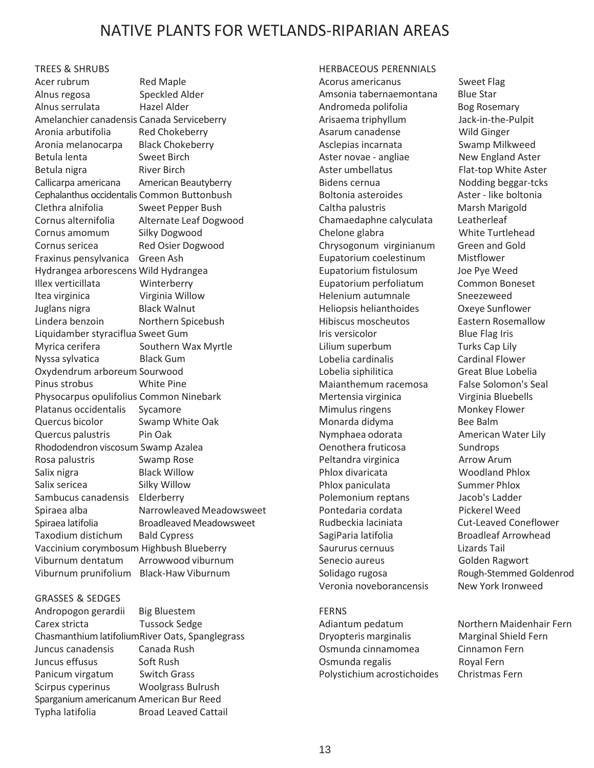# NATIVE PLANTS FOR WETLANDS-RIPARIAN AREAS

## TREES & SHRUBS

| | |
|---|---|
| Acer rubrum | Red Maple |
| Alnus regosa | Speckled Alder |
| Alnus serrulata | Hazel Alder |
| Amelanchier canadensis | Canada Serviceberry |
| Aronia arbutifolia | Red Chokeberry |
| Aronia melanocarpa | Black Chokeberry |
| Betula lenta | Sweet Birch |
| Betula nigra | River Birch |
| Callicarpa americana | American Beautyberry |
| Cephalanthus occidentalis | Common Buttonbush |
| Clethra alnifolia | Sweet Pepper Bush |
| Cornus alternifolia | Alternate Leaf Dogwood |
| Cornus amomum | Silky Dogwood |
| Cornus sericea | Red Osier Dogwood |
| Fraxinus pensylvanica | Green Ash |
| Hydrangea arborescens | Wild Hydrangea |
| Illex verticillata | Winterberry |
| Itea virginica | Virginia Willow |
| Juglans nigra | Black Walnut |
| Lindera benzoin | Northern Spicebush |
| Liquidamber styraciflua | Sweet Gum |
| Myrica cerifera | Southern Wax Myrtle |
| Nyssa sylvatica | Black Gum |
| Oxydendrum arboreum | Sourwood |
| Pinus strobus | White Pine |
| Physocarpus opulifolius | Common Ninebark |
| Platanus occidentalis | Sycamore |
| Quercus bicolor | Swamp White Oak |
| Quercus palustris | Pin Oak |
| Rhododendron viscosum | Swamp Azalea |
| Rosa palustris | Swamp Rose |
| Salix nigra | Black Willow |
| Salix sericea | Silky Willow |
| Sambucus canadensis | Elderberry |
| Spiraea alba | Narrowleaved Meadowsweet |
| Spiraea latifolia | Broadleaved Meadowsweet |
| Taxodium distichum | Bald Cypress |
| Vaccinium corymbosum | Highbush Blueberry |
| Viburnum dentatum | Arrowwood viburnum |
| Viburnum prunifolium | Black-Haw Viburnum |

## GRASSES & SEDGES

| | |
|---|---|
| Andropogon gerardii | Big Bluestem |
| Carex stricta | Tussock Sedge |
| Chasmanthium latifolium | River Oats, Spanglegrass |
| Juncus canadensis | Canada Rush |
| Juncus effusus | Soft Rush |
| Panicum virgatum | Switch Grass |
| Scirpus cyperinus | Woolgrass Bulrush |
| Sparganium americanum | American Bur Reed |
| Typha latifolia | Broad Leaved Cattail |

## HERBACEOUS PERENNIALS

| | |
|---|---|
| Acorus americanus | Sweet Flag |
| Amsonia tabernaemontana | Blue Star |
| Andromeda polifolia | Bog Rosemary |
| Arisaema triphyllum | Jack-in-the-Pulpit |
| Asarum canadense | Wild Ginger |
| Asclepias incarnata | Swamp Milkweed |
| Aster novae - angliae | New England Aster |
| Aster umbellatus | Flat-top White Aster |
| Bidens cernua | Nodding beggar-tcks |
| Boltonia asteroides | Aster - like boltonia |
| Caltha palustris | Marsh Marigold |
| Chamaedaphne calyculata | Leatherleaf |
| Chelone glabra | White Turtlehead |
| Chrysogonum virginianum | Green and Gold |
| Eupatorium coelestinum | Mistflower |
| Eupatorium fistulosum | Joe Pye Weed |
| Eupatorium perfoliatum | Common Boneset |
| Helenium autumnale | Sneezeweed |
| Heliopsis helianthoides | Oxeye Sunflower |
| Hibiscus moscheutos | Eastern Rosemallow |
| Iris versicolor | Blue Flag Iris |
| Lilium superbum | Turks Cap Lily |
| Lobelia cardinalis | Cardinal Flower |
| Lobelia siphilitica | Great Blue Lobelia |
| Maianthemum racemosa | False Solomon's Seal |
| Mertensia virginica | Virginia Bluebells |
| Mimulus ringens | Monkey Flower |
| Monarda didyma | Bee Balm |
| Nymphaea odorata | American Water Lily |
| Oenothera fruticosa | Sundrops |
| Peltandra virginica | Arrow Arum |
| Phlox divaricata | Woodland Phlox |
| Phlox paniculata | Summer Phlox |
| Polemonium reptans | Jacob's Ladder |
| Pontedaria cordata | Pickerel Weed |
| Rudbeckia laciniata | Cut-Leaved Coneflower |
| SagiParia latifolia | Broadleaf Arrowhead |
| Saururus cernuus | Lizards Tail |
| Senecio aureus | Golden Ragwort |
| Solidago rugosa | Rough-Stemmed Goldenrod |
| Veronia noveborancensis | New York Ironweed |

## FERNS

| | |
|---|---|
| Adiantum pedatum | Northern Maidenhair Fern |
| Dryopteris marginalis | Marginal Shield Fern |
| Osmunda cinnamomea | Cinnamon Fern |
| Osmunda regalis | Royal Fern |
| Polystichium acrostichoides | Christmas Fern |